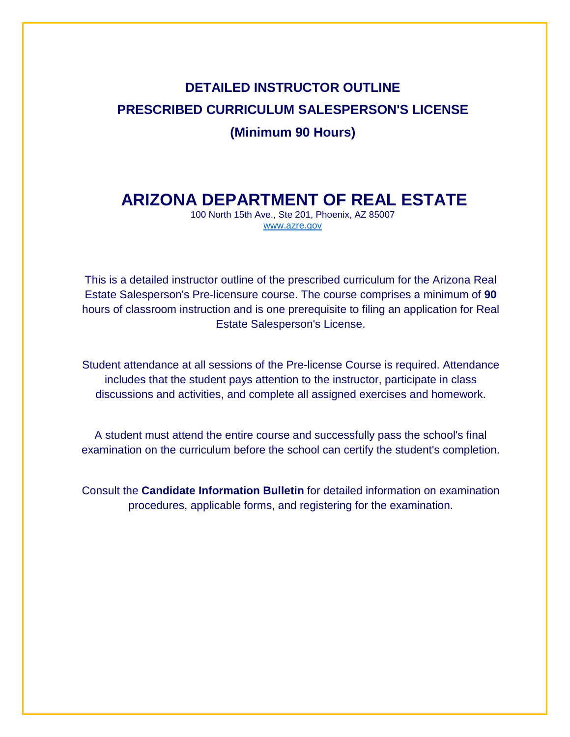# DETAILED INSTRUCTOR OUTLINE

# PRESCRIBED CURRICULUM SALESPERSON'S LICENSE

# (Minimum 90 Hours)

## ARIZONA DEPARTMENT OF REAL ESTATE

100 North 15th Ave., Ste 201, Phoenix, AZ 85007

www.azre.gov

This is a detailed instructor outline of the prescribed curriculum for the Arizona Real Estate Salesperson's Pre-licensure course. The course comprises a minimum of **90** hours of classroom instruction and is one prerequisite to filing an application for Real Estate Salesperson's License.

Student attendance at all sessions of the Pre-license Course is required. Attendance includes that the student pays attention to the instructor, participate in class discussions and activities, and complete all assigned exercises and homework.

A student must attend the entire course and successfully pass the school's final examination on the curriculum before the school can certify the student's completion.

Consult the **Candidate Information Bulletin** for detailed information on examination procedures, applicable forms, and registering for the examination.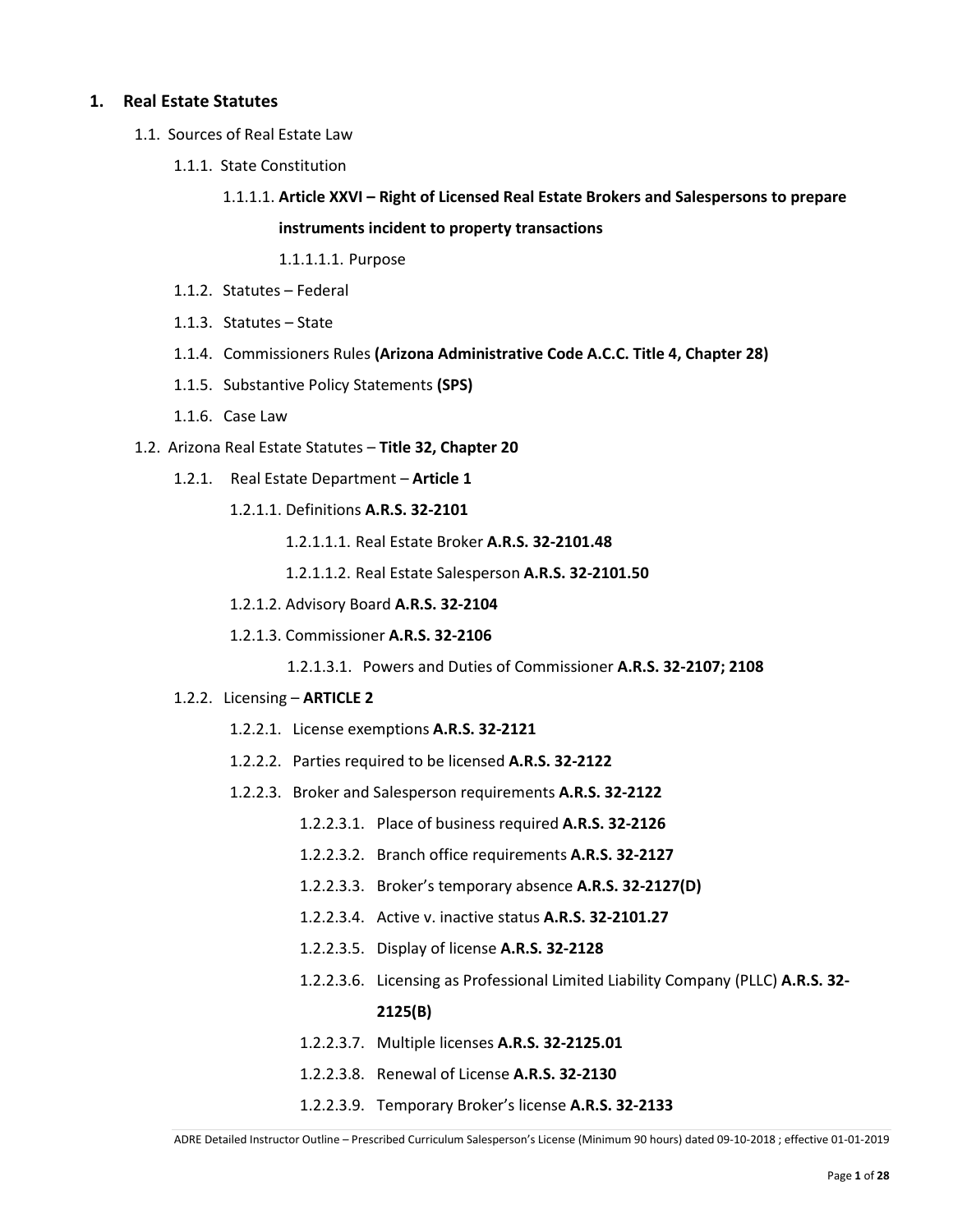## 1. Real Estate Statutes

- 1.1. Sources of Real Estate Law
  - 1.1.1. State Constitution
    - 1.1.1.1. **Article XXVI – Right of Licensed Real Estate Brokers and Salespersons to prepare instruments incident to property transactions**
      - 1.1.1.1.1. Purpose
  - 1.1.2. Statutes – Federal
  - 1.1.3. Statutes – State
  - 1.1.4. Commissioners Rules **(Arizona Administrative Code A.C.C. Title 4, Chapter 28)**
  - 1.1.5. Substantive Policy Statements **(SPS)**
  - 1.1.6. Case Law
- 1.2. Arizona Real Estate Statutes – **Title 32, Chapter 20**
  - 1.2.1. Real Estate Department – **Article 1**
    - 1.2.1.1. Definitions **A.R.S. 32-2101**
      - 1.2.1.1.1. Real Estate Broker **A.R.S. 32-2101.48**
      - 1.2.1.1.2. Real Estate Salesperson **A.R.S. 32-2101.50**
    - 1.2.1.2. Advisory Board **A.R.S. 32-2104**
    - 1.2.1.3. Commissioner **A.R.S. 32-2106**
      - 1.2.1.3.1. Powers and Duties of Commissioner **A.R.S. 32-2107; 2108**
  - 1.2.2. Licensing – **ARTICLE 2**
    - 1.2.2.1. License exemptions **A.R.S. 32-2121**
    - 1.2.2.2. Parties required to be licensed **A.R.S. 32-2122**
    - 1.2.2.3. Broker and Salesperson requirements **A.R.S. 32-2122**
      - 1.2.2.3.1. Place of business required **A.R.S. 32-2126**
      - 1.2.2.3.2. Branch office requirements **A.R.S. 32-2127**
      - 1.2.2.3.3. Broker's temporary absence **A.R.S. 32-2127(D)**
      - 1.2.2.3.4. Active v. inactive status **A.R.S. 32-2101.27**
      - 1.2.2.3.5. Display of license **A.R.S. 32-2128**
      - 1.2.2.3.6. Licensing as Professional Limited Liability Company (PLLC) **A.R.S. 32-2125(B)**
      - 1.2.2.3.7. Multiple licenses **A.R.S. 32-2125.01**
      - 1.2.2.3.8. Renewal of License **A.R.S. 32-2130**
      - 1.2.2.3.9. Temporary Broker's license **A.R.S. 32-2133**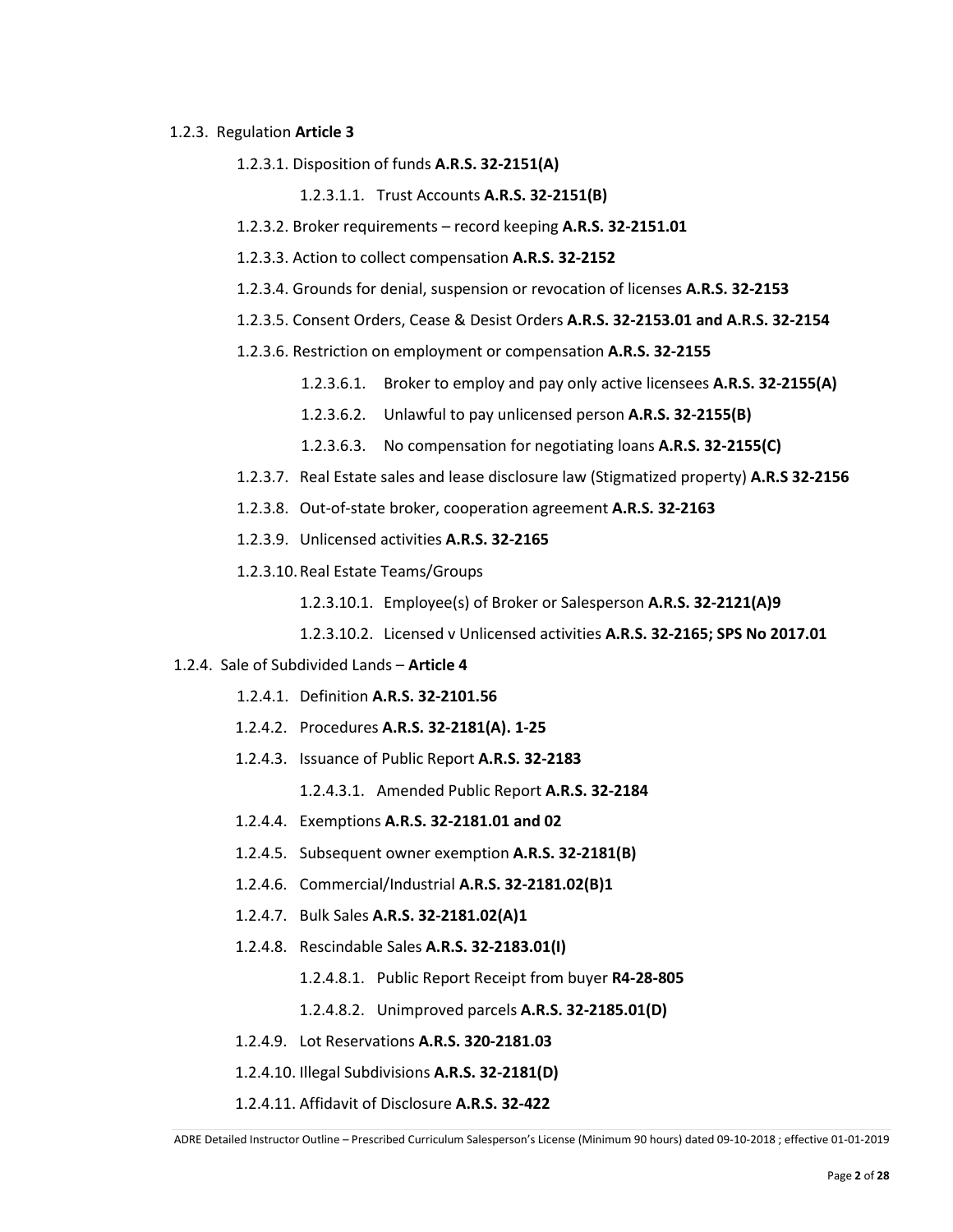- 1.2.3. Regulation **Article 3**
  - 1.2.3.1. Disposition of funds **A.R.S. 32-2151(A)**
    - 1.2.3.1.1. Trust Accounts **A.R.S. 32-2151(B)**
  - 1.2.3.2. Broker requirements – record keeping **A.R.S. 32-2151.01**
  - 1.2.3.3. Action to collect compensation **A.R.S. 32-2152**
  - 1.2.3.4. Grounds for denial, suspension or revocation of licenses **A.R.S. 32-2153**
  - 1.2.3.5. Consent Orders, Cease & Desist Orders **A.R.S. 32-2153.01 and A.R.S. 32-2154**
  - 1.2.3.6. Restriction on employment or compensation **A.R.S. 32-2155**
    - 1.2.3.6.1. Broker to employ and pay only active licensees **A.R.S. 32-2155(A)**
    - 1.2.3.6.2. Unlawful to pay unlicensed person **A.R.S. 32-2155(B)**
    - 1.2.3.6.3. No compensation for negotiating loans **A.R.S. 32-2155(C)**
  - 1.2.3.7. Real Estate sales and lease disclosure law (Stigmatized property) **A.R.S 32-2156**
  - 1.2.3.8. Out-of-state broker, cooperation agreement **A.R.S. 32-2163**
  - 1.2.3.9. Unlicensed activities **A.R.S. 32-2165**
  - 1.2.3.10. Real Estate Teams/Groups
    - 1.2.3.10.1. Employee(s) of Broker or Salesperson **A.R.S. 32-2121(A)9**
    - 1.2.3.10.2. Licensed v Unlicensed activities **A.R.S. 32-2165; SPS No 2017.01**
- 1.2.4. Sale of Subdivided Lands – **Article 4**
  - 1.2.4.1. Definition **A.R.S. 32-2101.56**
  - 1.2.4.2. Procedures **A.R.S. 32-2181(A). 1-25**
  - 1.2.4.3. Issuance of Public Report **A.R.S. 32-2183**
    - 1.2.4.3.1. Amended Public Report **A.R.S. 32-2184**
  - 1.2.4.4. Exemptions **A.R.S. 32-2181.01 and 02**
  - 1.2.4.5. Subsequent owner exemption **A.R.S. 32-2181(B)**
  - 1.2.4.6. Commercial/Industrial **A.R.S. 32-2181.02(B)1**
  - 1.2.4.7. Bulk Sales **A.R.S. 32-2181.02(A)1**
  - 1.2.4.8. Rescindable Sales **A.R.S. 32-2183.01(I)**
    - 1.2.4.8.1. Public Report Receipt from buyer **R4-28-805**
    - 1.2.4.8.2. Unimproved parcels **A.R.S. 32-2185.01(D)**
  - 1.2.4.9. Lot Reservations **A.R.S. 320-2181.03**
  - 1.2.4.10. Illegal Subdivisions **A.R.S. 32-2181(D)**
  - 1.2.4.11. Affidavit of Disclosure **A.R.S. 32-422**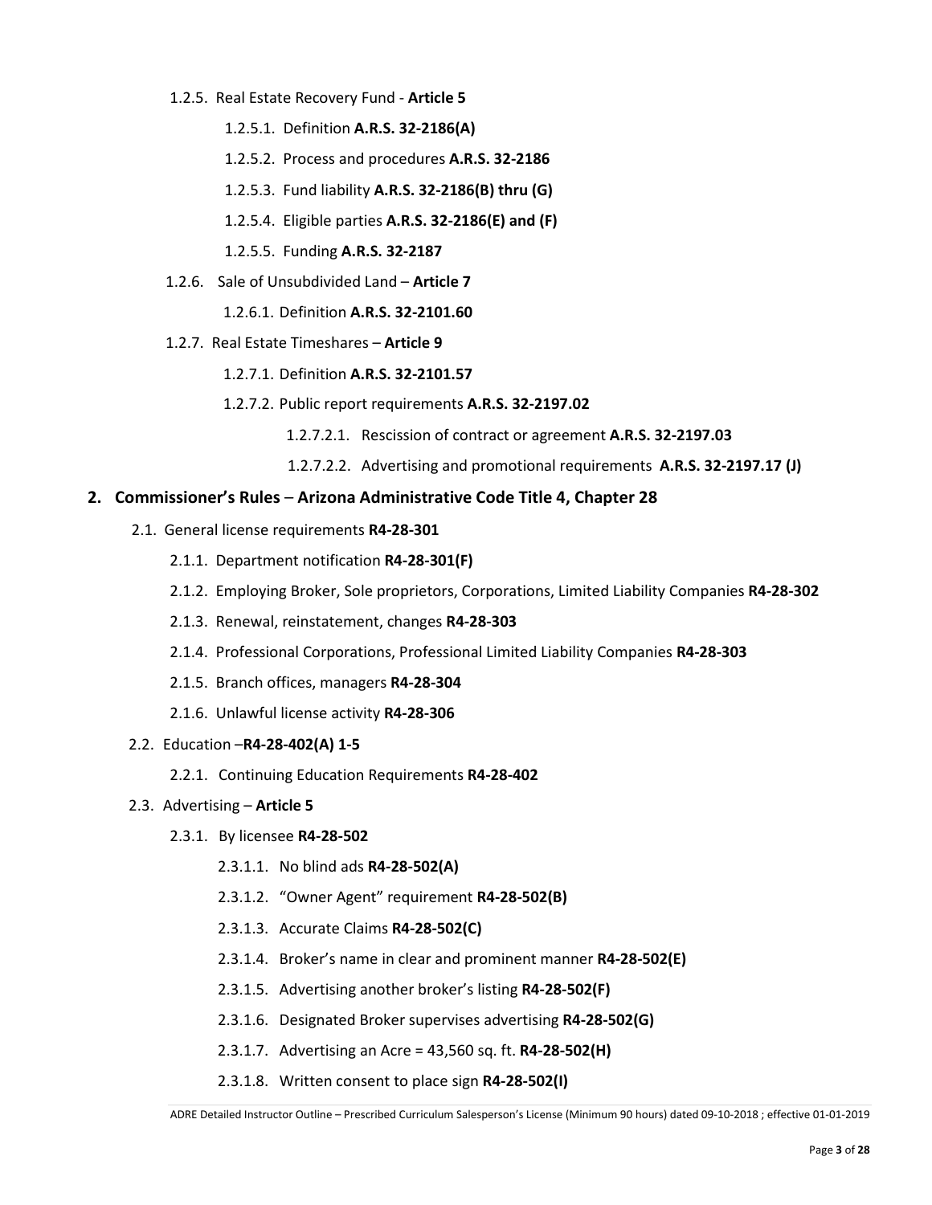- 1.2.5. Real Estate Recovery Fund - **Article 5**
  - 1.2.5.1. Definition **A.R.S. 32-2186(A)**
  - 1.2.5.2. Process and procedures **A.R.S. 32-2186**
  - 1.2.5.3. Fund liability **A.R.S. 32-2186(B) thru (G)**
  - 1.2.5.4. Eligible parties **A.R.S. 32-2186(E) and (F)**
  - 1.2.5.5. Funding **A.R.S. 32-2187**
- 1.2.6. Sale of Unsubdivided Land – **Article 7**
  - 1.2.6.1. Definition **A.R.S. 32-2101.60**
- 1.2.7. Real Estate Timeshares – **Article 9**
  - 1.2.7.1. Definition **A.R.S. 32-2101.57**
  - 1.2.7.2. Public report requirements **A.R.S. 32-2197.02**
    - 1.2.7.2.1. Rescission of contract or agreement **A.R.S. 32-2197.03**
    - 1.2.7.2.2. Advertising and promotional requirements **A.R.S. 32-2197.17 (J)**

## 2. Commissioner's Rules – Arizona Administrative Code Title 4, Chapter 28

- 2.1. General license requirements **R4-28-301**
  - 2.1.1. Department notification **R4-28-301(F)**
  - 2.1.2. Employing Broker, Sole proprietors, Corporations, Limited Liability Companies **R4-28-302**
  - 2.1.3. Renewal, reinstatement, changes **R4-28-303**
  - 2.1.4. Professional Corporations, Professional Limited Liability Companies **R4-28-303**
  - 2.1.5. Branch offices, managers **R4-28-304**
  - 2.1.6. Unlawful license activity **R4-28-306**
- 2.2. Education –**R4-28-402(A) 1-5**
  - 2.2.1. Continuing Education Requirements **R4-28-402**
- 2.3. Advertising – **Article 5**
  - 2.3.1. By licensee **R4-28-502**
    - 2.3.1.1. No blind ads **R4-28-502(A)**
    - 2.3.1.2. "Owner Agent" requirement **R4-28-502(B)**
    - 2.3.1.3. Accurate Claims **R4-28-502(C)**
    - 2.3.1.4. Broker's name in clear and prominent manner **R4-28-502(E)**
    - 2.3.1.5. Advertising another broker's listing **R4-28-502(F)**
    - 2.3.1.6. Designated Broker supervises advertising **R4-28-502(G)**
    - 2.3.1.7. Advertising an Acre = 43,560 sq. ft. **R4-28-502(H)**
    - 2.3.1.8. Written consent to place sign **R4-28-502(I)**

ADRE Detailed Instructor Outline – Prescribed Curriculum Salesperson's License (Minimum 90 hours) dated 09-10-2018 ; effective 01-01-2019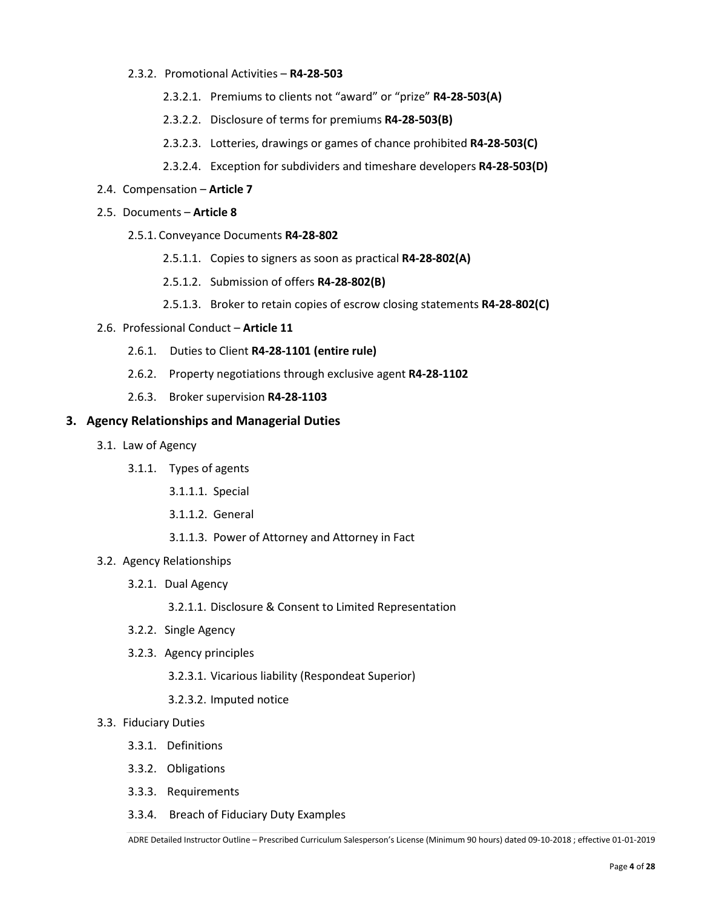- 2.3.2. Promotional Activities – **R4-28-503**
  - 2.3.2.1. Premiums to clients not "award" or "prize" **R4-28-503(A)**
  - 2.3.2.2. Disclosure of terms for premiums **R4-28-503(B)**
  - 2.3.2.3. Lotteries, drawings or games of chance prohibited **R4-28-503(C)**
  - 2.3.2.4. Exception for subdividers and timeshare developers **R4-28-503(D)**
- 2.4. Compensation – **Article 7**
- 2.5. Documents – **Article 8**
  - 2.5.1. Conveyance Documents **R4-28-802**
    - 2.5.1.1. Copies to signers as soon as practical **R4-28-802(A)**
    - 2.5.1.2. Submission of offers **R4-28-802(B)**
    - 2.5.1.3. Broker to retain copies of escrow closing statements **R4-28-802(C)**
- 2.6. Professional Conduct – **Article 11**
  - 2.6.1. Duties to Client **R4-28-1101 (entire rule)**
  - 2.6.2. Property negotiations through exclusive agent **R4-28-1102**
  - 2.6.3. Broker supervision **R4-28-1103**

## 3. Agency Relationships and Managerial Duties

- 3.1. Law of Agency
  - 3.1.1. Types of agents
    - 3.1.1.1. Special
    - 3.1.1.2. General
    - 3.1.1.3. Power of Attorney and Attorney in Fact
- 3.2. Agency Relationships
  - 3.2.1. Dual Agency
    - 3.2.1.1. Disclosure & Consent to Limited Representation
  - 3.2.2. Single Agency
  - 3.2.3. Agency principles
    - 3.2.3.1. Vicarious liability (Respondeat Superior)
    - 3.2.3.2. Imputed notice
- 3.3. Fiduciary Duties
  - 3.3.1. Definitions
  - 3.3.2. Obligations
  - 3.3.3. Requirements
  - 3.3.4. Breach of Fiduciary Duty Examples

ADRE Detailed Instructor Outline – Prescribed Curriculum Salesperson's License (Minimum 90 hours) dated 09-10-2018 ; effective 01-01-2019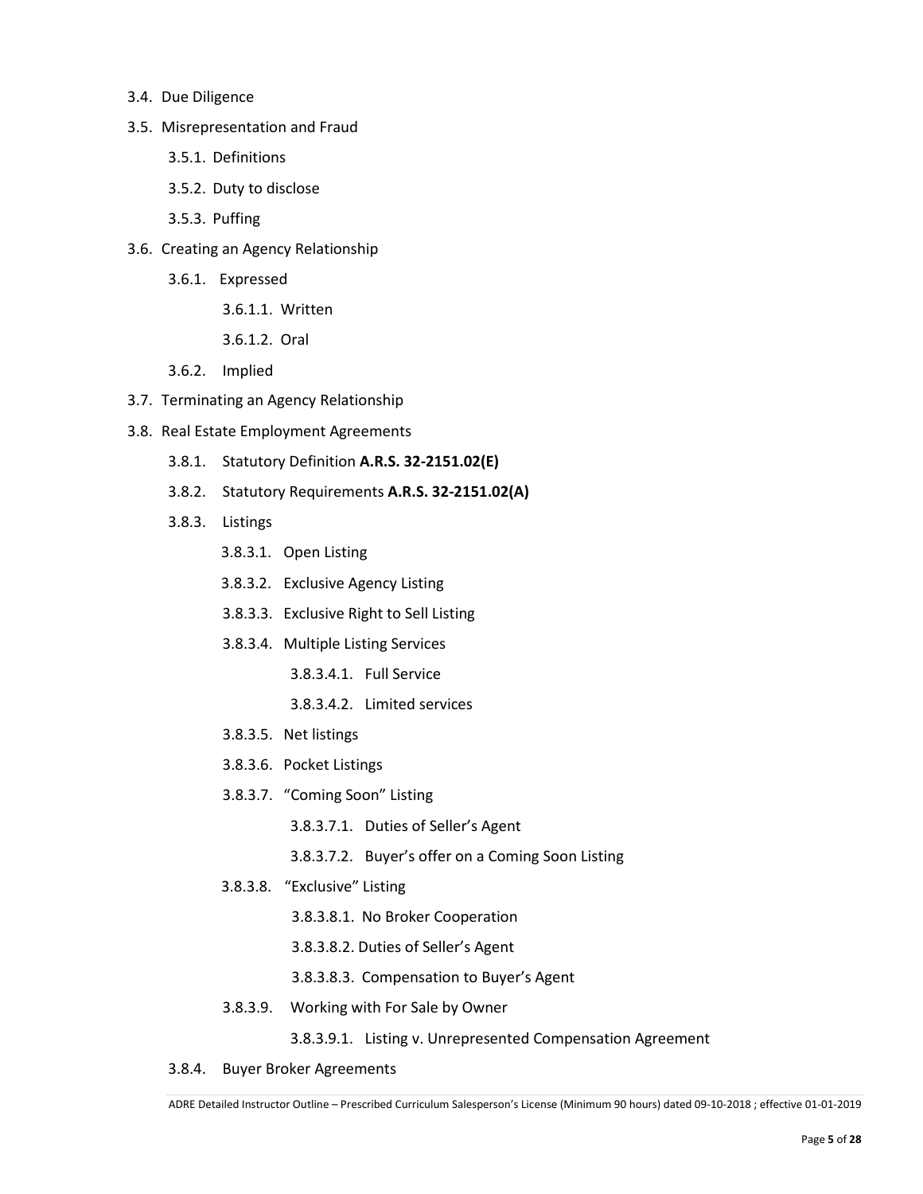- 3.4. Due Diligence
- 3.5. Misrepresentation and Fraud
  - 3.5.1. Definitions
  - 3.5.2. Duty to disclose
  - 3.5.3. Puffing
- 3.6. Creating an Agency Relationship
  - 3.6.1. Expressed
    - 3.6.1.1. Written
    - 3.6.1.2. Oral
  - 3.6.2. Implied
- 3.7. Terminating an Agency Relationship
- 3.8. Real Estate Employment Agreements
  - 3.8.1. Statutory Definition **A.R.S. 32-2151.02(E)**
  - 3.8.2. Statutory Requirements **A.R.S. 32-2151.02(A)**
  - 3.8.3. Listings
    - 3.8.3.1. Open Listing
    - 3.8.3.2. Exclusive Agency Listing
    - 3.8.3.3. Exclusive Right to Sell Listing
    - 3.8.3.4. Multiple Listing Services
      - 3.8.3.4.1. Full Service
      - 3.8.3.4.2. Limited services
    - 3.8.3.5. Net listings
    - 3.8.3.6. Pocket Listings
    - 3.8.3.7. "Coming Soon" Listing
      - 3.8.3.7.1. Duties of Seller's Agent
      - 3.8.3.7.2. Buyer's offer on a Coming Soon Listing
    - 3.8.3.8. "Exclusive" Listing
      - 3.8.3.8.1. No Broker Cooperation
      - 3.8.3.8.2. Duties of Seller's Agent
      - 3.8.3.8.3. Compensation to Buyer's Agent
    - 3.8.3.9. Working with For Sale by Owner
      - 3.8.3.9.1. Listing v. Unrepresented Compensation Agreement
  - 3.8.4. Buyer Broker Agreements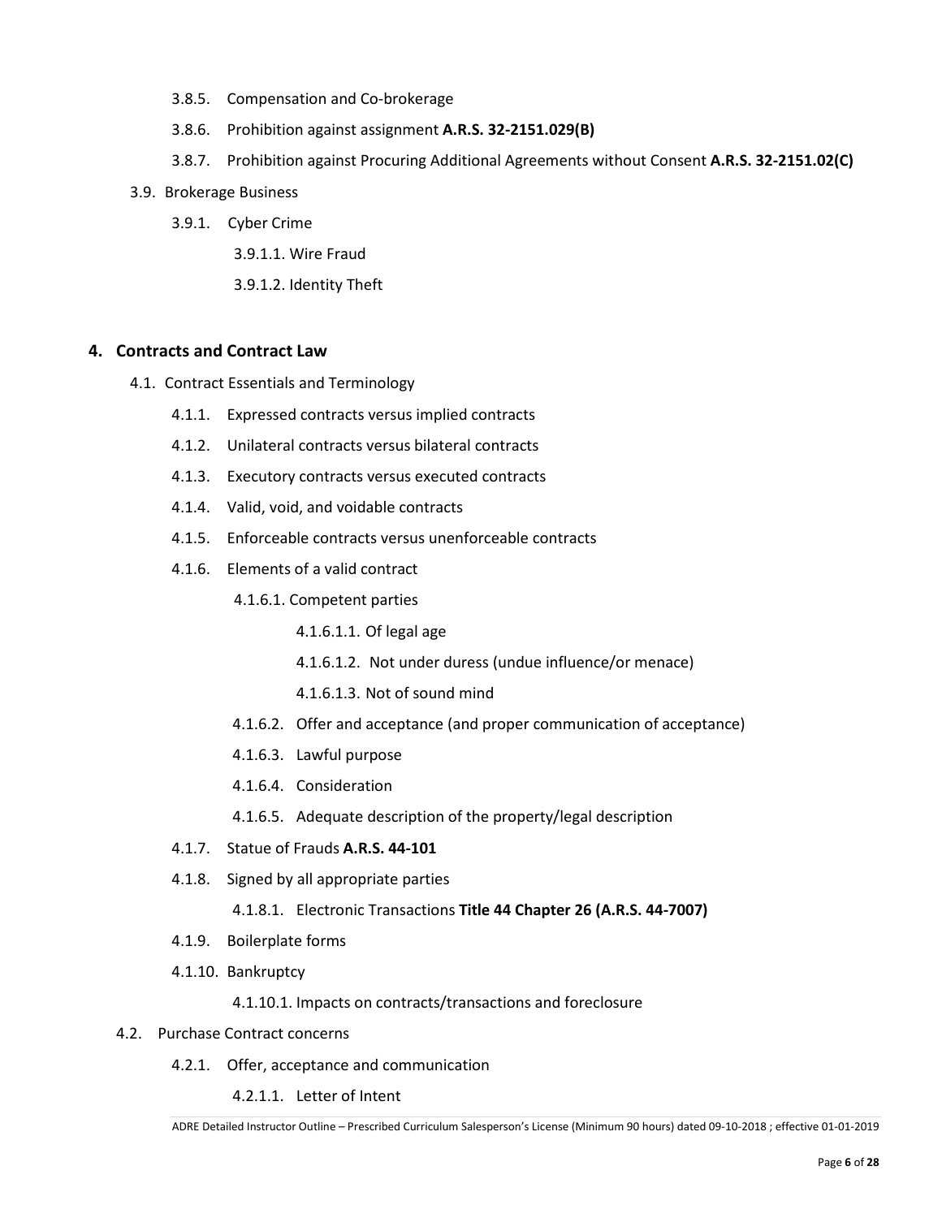- 3.8.5. Compensation and Co-brokerage
- 3.8.6. Prohibition against assignment **A.R.S. 32-2151.029(B)**
- 3.8.7. Prohibition against Procuring Additional Agreements without Consent **A.R.S. 32-2151.02(C)**

3.9. Brokerage Business

- 3.9.1. Cyber Crime
  - 3.9.1.1. Wire Fraud
  - 3.9.1.2. Identity Theft

## 4. Contracts and Contract Law

4.1. Contract Essentials and Terminology

- 4.1.1. Expressed contracts versus implied contracts
- 4.1.2. Unilateral contracts versus bilateral contracts
- 4.1.3. Executory contracts versus executed contracts
- 4.1.4. Valid, void, and voidable contracts
- 4.1.5. Enforceable contracts versus unenforceable contracts
- 4.1.6. Elements of a valid contract
  - 4.1.6.1. Competent parties
    - 4.1.6.1.1. Of legal age
    - 4.1.6.1.2. Not under duress (undue influence/or menace)
    - 4.1.6.1.3. Not of sound mind
  - 4.1.6.2. Offer and acceptance (and proper communication of acceptance)
  - 4.1.6.3. Lawful purpose
  - 4.1.6.4. Consideration
  - 4.1.6.5. Adequate description of the property/legal description
- 4.1.7. Statue of Frauds **A.R.S. 44-101**
- 4.1.8. Signed by all appropriate parties
  - 4.1.8.1. Electronic Transactions **Title 44 Chapter 26 (A.R.S. 44-7007)**
- 4.1.9. Boilerplate forms
- 4.1.10. Bankruptcy
  - 4.1.10.1. Impacts on contracts/transactions and foreclosure

4.2. Purchase Contract concerns

- 4.2.1. Offer, acceptance and communication
  - 4.2.1.1. Letter of Intent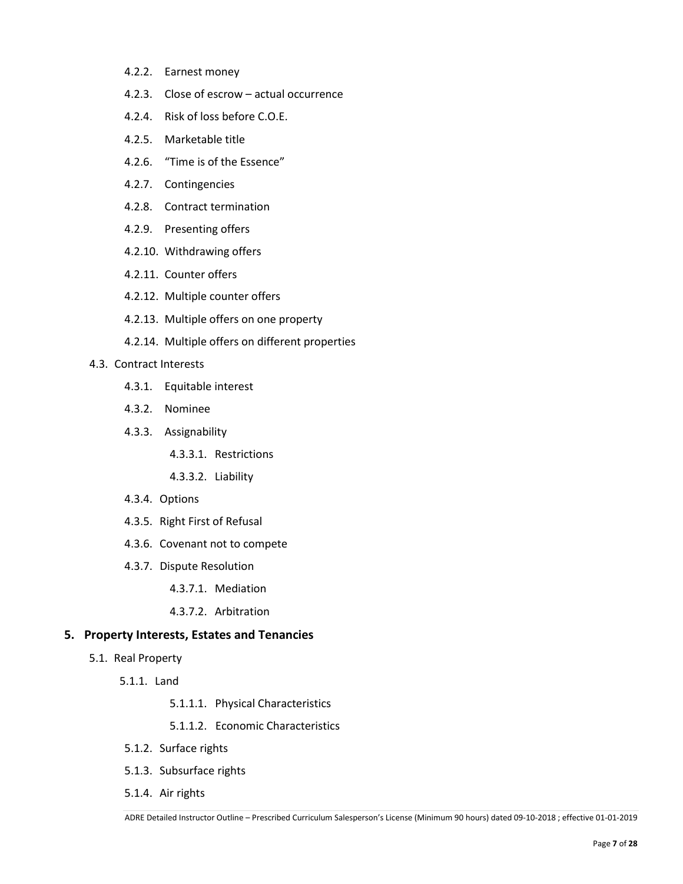- 4.2.2. Earnest money
- 4.2.3. Close of escrow – actual occurrence
- 4.2.4. Risk of loss before C.O.E.
- 4.2.5. Marketable title
- 4.2.6. "Time is of the Essence"
- 4.2.7. Contingencies
- 4.2.8. Contract termination
- 4.2.9. Presenting offers
- 4.2.10. Withdrawing offers
- 4.2.11. Counter offers
- 4.2.12. Multiple counter offers
- 4.2.13. Multiple offers on one property
- 4.2.14. Multiple offers on different properties

4.3. Contract Interests

- 4.3.1. Equitable interest
- 4.3.2. Nominee
- 4.3.3. Assignability
  - 4.3.3.1. Restrictions
  - 4.3.3.2. Liability
- 4.3.4. Options
- 4.3.5. Right First of Refusal
- 4.3.6. Covenant not to compete
- 4.3.7. Dispute Resolution
  - 4.3.7.1. Mediation
  - 4.3.7.2. Arbitration

## 5. Property Interests, Estates and Tenancies

5.1. Real Property

- 5.1.1. Land
  - 5.1.1.1. Physical Characteristics
  - 5.1.1.2. Economic Characteristics
- 5.1.2. Surface rights
- 5.1.3. Subsurface rights
- 5.1.4. Air rights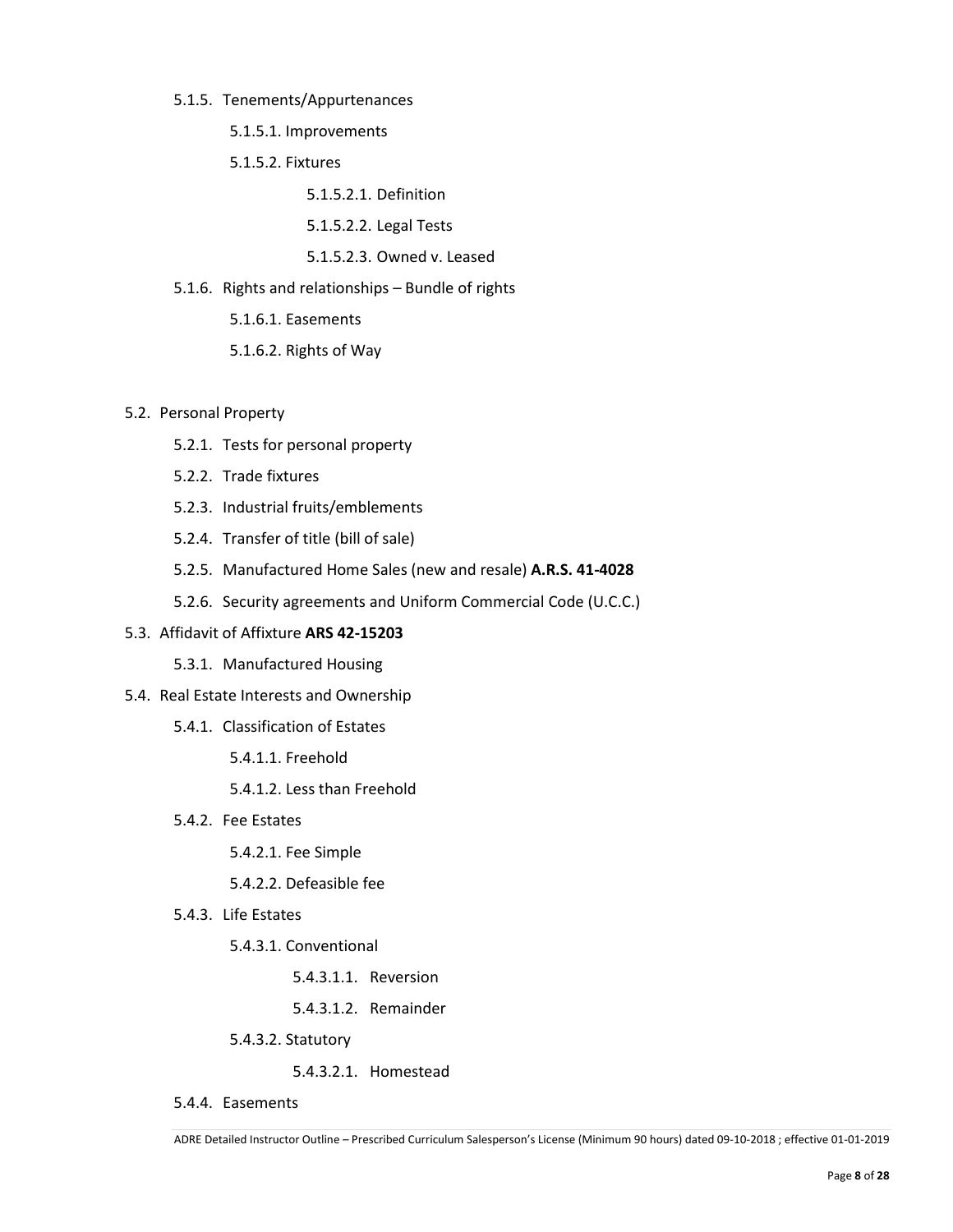- 5.1.5. Tenements/Appurtenances
  - 5.1.5.1. Improvements
  - 5.1.5.2. Fixtures
    - 5.1.5.2.1. Definition
    - 5.1.5.2.2. Legal Tests
    - 5.1.5.2.3. Owned v. Leased
- 5.1.6. Rights and relationships – Bundle of rights
  - 5.1.6.1. Easements
  - 5.1.6.2. Rights of Way

- 5.2. Personal Property
  - 5.2.1. Tests for personal property
  - 5.2.2. Trade fixtures
  - 5.2.3. Industrial fruits/emblements
  - 5.2.4. Transfer of title (bill of sale)
  - 5.2.5. Manufactured Home Sales (new and resale) **A.R.S. 41-4028**
  - 5.2.6. Security agreements and Uniform Commercial Code (U.C.C.)
- 5.3. Affidavit of Affixture **ARS 42-15203**
  - 5.3.1. Manufactured Housing
- 5.4. Real Estate Interests and Ownership
  - 5.4.1. Classification of Estates
    - 5.4.1.1. Freehold
    - 5.4.1.2. Less than Freehold
  - 5.4.2. Fee Estates
    - 5.4.2.1. Fee Simple
    - 5.4.2.2. Defeasible fee
  - 5.4.3. Life Estates
    - 5.4.3.1. Conventional
      - 5.4.3.1.1. Reversion
      - 5.4.3.1.2. Remainder
    - 5.4.3.2. Statutory
      - 5.4.3.2.1. Homestead
  - 5.4.4. Easements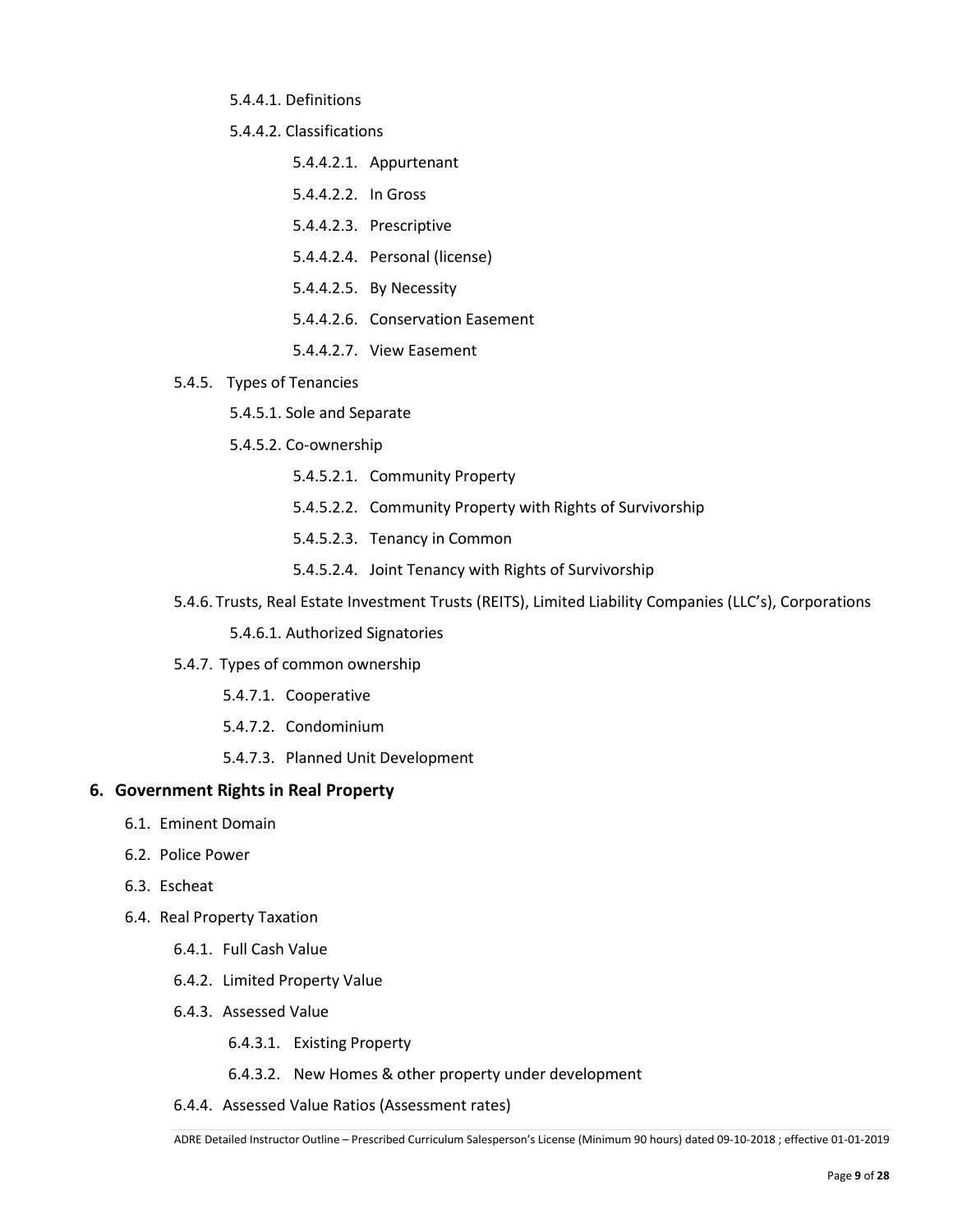- 5.4.4.1. Definitions
- 5.4.4.2. Classifications
  - 5.4.4.2.1. Appurtenant
  - 5.4.4.2.2. In Gross
  - 5.4.4.2.3. Prescriptive
  - 5.4.4.2.4. Personal (license)
  - 5.4.4.2.5. By Necessity
  - 5.4.4.2.6. Conservation Easement
  - 5.4.4.2.7. View Easement

- 5.4.5. Types of Tenancies
  - 5.4.5.1. Sole and Separate
  - 5.4.5.2. Co-ownership
    - 5.4.5.2.1. Community Property
    - 5.4.5.2.2. Community Property with Rights of Survivorship
    - 5.4.5.2.3. Tenancy in Common
    - 5.4.5.2.4. Joint Tenancy with Rights of Survivorship
- 5.4.6. Trusts, Real Estate Investment Trusts (REITS), Limited Liability Companies (LLC's), Corporations
  - 5.4.6.1. Authorized Signatories
- 5.4.7. Types of common ownership
  - 5.4.7.1. Cooperative
  - 5.4.7.2. Condominium
  - 5.4.7.3. Planned Unit Development

## 6. Government Rights in Real Property

- 6.1. Eminent Domain
- 6.2. Police Power
- 6.3. Escheat
- 6.4. Real Property Taxation
  - 6.4.1. Full Cash Value
  - 6.4.2. Limited Property Value
  - 6.4.3. Assessed Value
    - 6.4.3.1. Existing Property
    - 6.4.3.2. New Homes & other property under development
  - 6.4.4. Assessed Value Ratios (Assessment rates)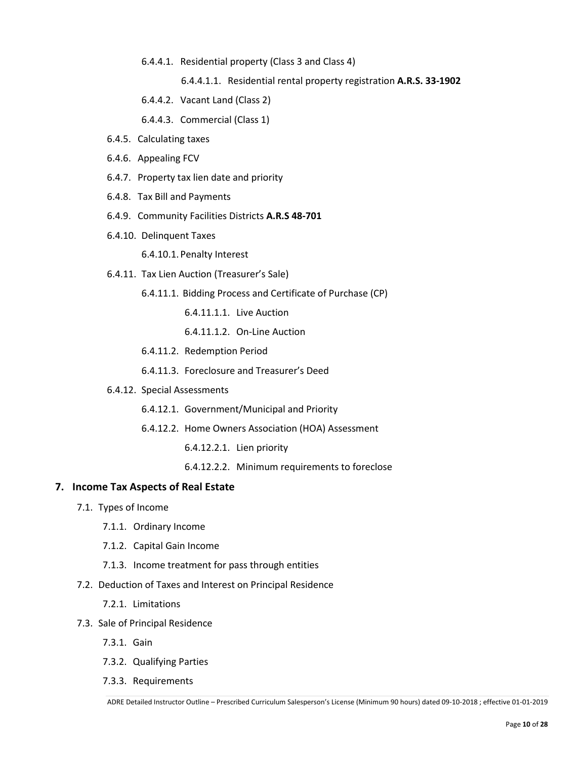- 6.4.4.1. Residential property (Class 3 and Class 4)
  - 6.4.4.1.1. Residential rental property registration **A.R.S. 33-1902**
- 6.4.4.2. Vacant Land (Class 2)
- 6.4.4.3. Commercial (Class 1)

- 6.4.5. Calculating taxes
- 6.4.6. Appealing FCV
- 6.4.7. Property tax lien date and priority
- 6.4.8. Tax Bill and Payments
- 6.4.9. Community Facilities Districts **A.R.S 48-701**
- 6.4.10. Delinquent Taxes
  - 6.4.10.1. Penalty Interest
- 6.4.11. Tax Lien Auction (Treasurer's Sale)
  - 6.4.11.1. Bidding Process and Certificate of Purchase (CP)
    - 6.4.11.1.1. Live Auction
    - 6.4.11.1.2. On-Line Auction
  - 6.4.11.2. Redemption Period
  - 6.4.11.3. Foreclosure and Treasurer's Deed
- 6.4.12. Special Assessments
  - 6.4.12.1. Government/Municipal and Priority
  - 6.4.12.2. Home Owners Association (HOA) Assessment
    - 6.4.12.2.1. Lien priority
    - 6.4.12.2.2. Minimum requirements to foreclose

## 7. Income Tax Aspects of Real Estate

- 7.1. Types of Income
  - 7.1.1. Ordinary Income
  - 7.1.2. Capital Gain Income
  - 7.1.3. Income treatment for pass through entities
- 7.2. Deduction of Taxes and Interest on Principal Residence
  - 7.2.1. Limitations
- 7.3. Sale of Principal Residence
  - 7.3.1. Gain
  - 7.3.2. Qualifying Parties
  - 7.3.3. Requirements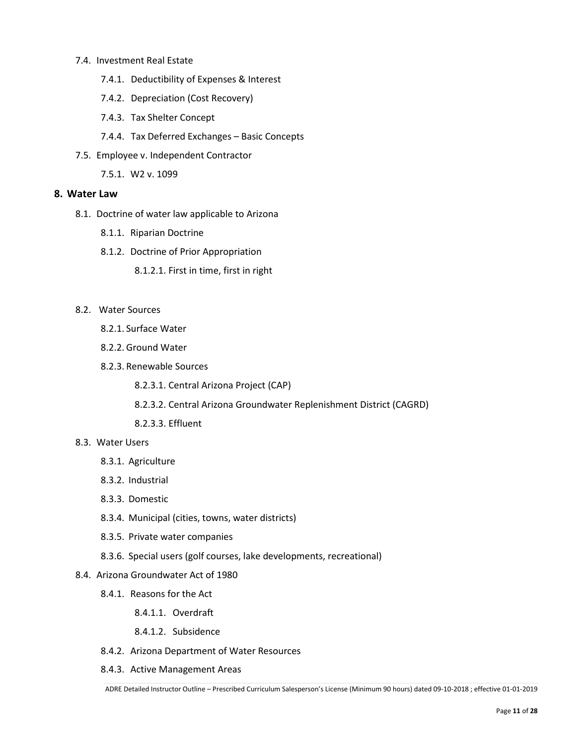- 7.4. Investment Real Estate
  - 7.4.1. Deductibility of Expenses & Interest
  - 7.4.2. Depreciation (Cost Recovery)
  - 7.4.3. Tax Shelter Concept
  - 7.4.4. Tax Deferred Exchanges – Basic Concepts
- 7.5. Employee v. Independent Contractor
  - 7.5.1. W2 v. 1099

## 8. Water Law

- 8.1. Doctrine of water law applicable to Arizona
  - 8.1.1. Riparian Doctrine
  - 8.1.2. Doctrine of Prior Appropriation
    - 8.1.2.1. First in time, first in right
- 8.2. Water Sources
  - 8.2.1. Surface Water
  - 8.2.2. Ground Water
  - 8.2.3. Renewable Sources
    - 8.2.3.1. Central Arizona Project (CAP)
    - 8.2.3.2. Central Arizona Groundwater Replenishment District (CAGRD)
    - 8.2.3.3. Effluent
- 8.3. Water Users
  - 8.3.1. Agriculture
  - 8.3.2. Industrial
  - 8.3.3. Domestic
  - 8.3.4. Municipal (cities, towns, water districts)
  - 8.3.5. Private water companies
  - 8.3.6. Special users (golf courses, lake developments, recreational)
- 8.4. Arizona Groundwater Act of 1980
  - 8.4.1. Reasons for the Act
    - 8.4.1.1. Overdraft
    - 8.4.1.2. Subsidence
  - 8.4.2. Arizona Department of Water Resources
  - 8.4.3. Active Management Areas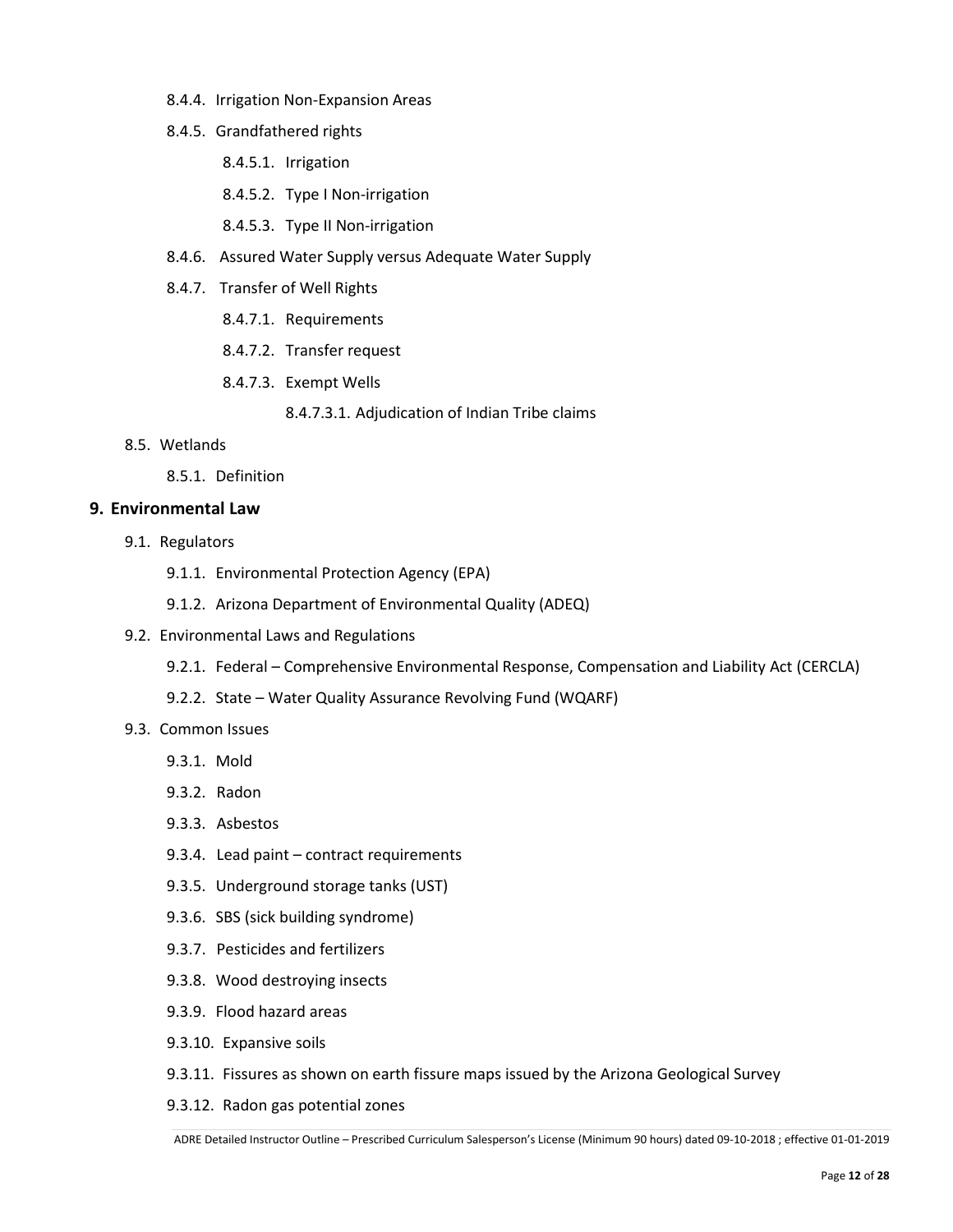- 8.4.4. Irrigation Non-Expansion Areas
- 8.4.5. Grandfathered rights
  - 8.4.5.1. Irrigation
  - 8.4.5.2. Type I Non-irrigation
  - 8.4.5.3. Type II Non-irrigation
- 8.4.6. Assured Water Supply versus Adequate Water Supply
- 8.4.7. Transfer of Well Rights
  - 8.4.7.1. Requirements
  - 8.4.7.2. Transfer request
  - 8.4.7.3. Exempt Wells
    - 8.4.7.3.1. Adjudication of Indian Tribe claims

8.5. Wetlands

- 8.5.1. Definition

## 9. Environmental Law

9.1. Regulators

- 9.1.1. Environmental Protection Agency (EPA)
- 9.1.2. Arizona Department of Environmental Quality (ADEQ)

9.2. Environmental Laws and Regulations

- 9.2.1. Federal – Comprehensive Environmental Response, Compensation and Liability Act (CERCLA)
- 9.2.2. State – Water Quality Assurance Revolving Fund (WQARF)

9.3. Common Issues

- 9.3.1. Mold
- 9.3.2. Radon
- 9.3.3. Asbestos
- 9.3.4. Lead paint – contract requirements
- 9.3.5. Underground storage tanks (UST)
- 9.3.6. SBS (sick building syndrome)
- 9.3.7. Pesticides and fertilizers
- 9.3.8. Wood destroying insects
- 9.3.9. Flood hazard areas
- 9.3.10. Expansive soils
- 9.3.11. Fissures as shown on earth fissure maps issued by the Arizona Geological Survey
- 9.3.12. Radon gas potential zones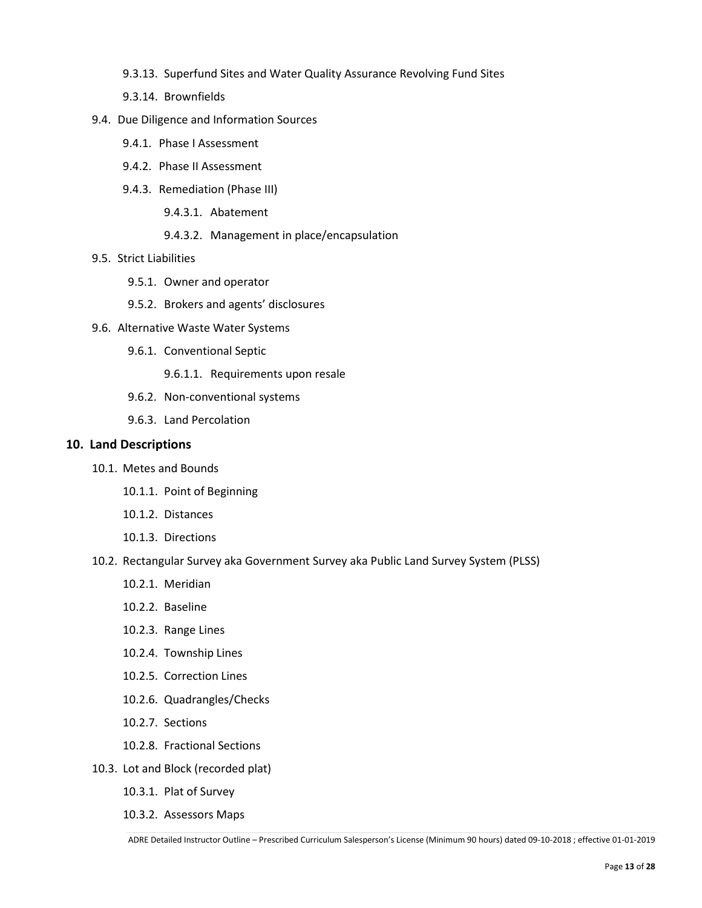- 9.3.13. Superfund Sites and Water Quality Assurance Revolving Fund Sites
- 9.3.14. Brownfields

- 9.4. Due Diligence and Information Sources
  - 9.4.1. Phase I Assessment
  - 9.4.2. Phase II Assessment
  - 9.4.3. Remediation (Phase III)
    - 9.4.3.1. Abatement
    - 9.4.3.2. Management in place/encapsulation
- 9.5. Strict Liabilities
  - 9.5.1. Owner and operator
  - 9.5.2. Brokers and agents' disclosures
- 9.6. Alternative Waste Water Systems
  - 9.6.1. Conventional Septic
    - 9.6.1.1. Requirements upon resale
  - 9.6.2. Non-conventional systems
  - 9.6.3. Land Percolation

## 10. Land Descriptions

- 10.1. Metes and Bounds
  - 10.1.1. Point of Beginning
  - 10.1.2. Distances
  - 10.1.3. Directions
- 10.2. Rectangular Survey aka Government Survey aka Public Land Survey System (PLSS)
  - 10.2.1. Meridian
  - 10.2.2. Baseline
  - 10.2.3. Range Lines
  - 10.2.4. Township Lines
  - 10.2.5. Correction Lines
  - 10.2.6. Quadrangles/Checks
  - 10.2.7. Sections
  - 10.2.8. Fractional Sections
- 10.3. Lot and Block (recorded plat)
  - 10.3.1. Plat of Survey
  - 10.3.2. Assessors Maps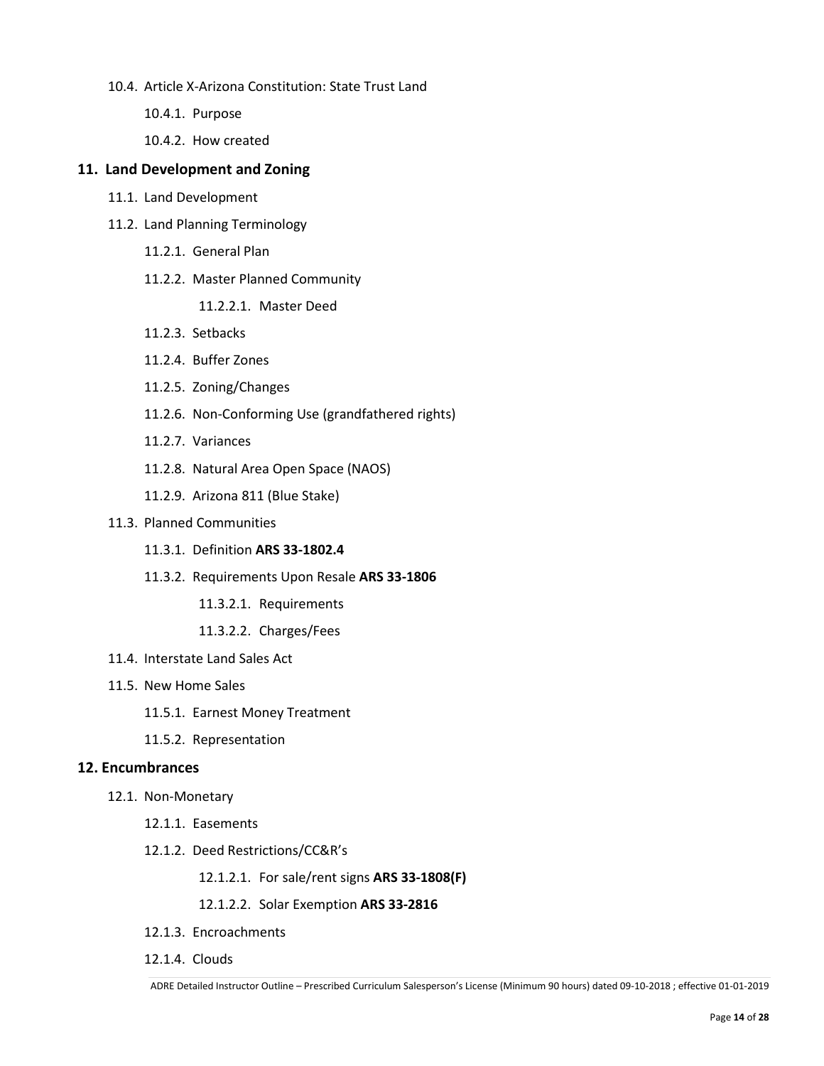- 10.4. Article X-Arizona Constitution: State Trust Land
    - 10.4.1. Purpose
    - 10.4.2. How created

## 11. Land Development and Zoning

- 11.1. Land Development
- 11.2. Land Planning Terminology
    - 11.2.1. General Plan
    - 11.2.2. Master Planned Community
        - 11.2.2.1. Master Deed
    - 11.2.3. Setbacks
    - 11.2.4. Buffer Zones
    - 11.2.5. Zoning/Changes
    - 11.2.6. Non-Conforming Use (grandfathered rights)
    - 11.2.7. Variances
    - 11.2.8. Natural Area Open Space (NAOS)
    - 11.2.9. Arizona 811 (Blue Stake)
- 11.3. Planned Communities
    - 11.3.1. Definition **ARS 33-1802.4**
    - 11.3.2. Requirements Upon Resale **ARS 33-1806**
        - 11.3.2.1. Requirements
        - 11.3.2.2. Charges/Fees
- 11.4. Interstate Land Sales Act
- 11.5. New Home Sales
    - 11.5.1. Earnest Money Treatment
    - 11.5.2. Representation

## 12. Encumbrances

- 12.1. Non-Monetary
    - 12.1.1. Easements
    - 12.1.2. Deed Restrictions/CC&R's
        - 12.1.2.1. For sale/rent signs **ARS 33-1808(F)**
        - 12.1.2.2. Solar Exemption **ARS 33-2816**
    - 12.1.3. Encroachments
    - 12.1.4. Clouds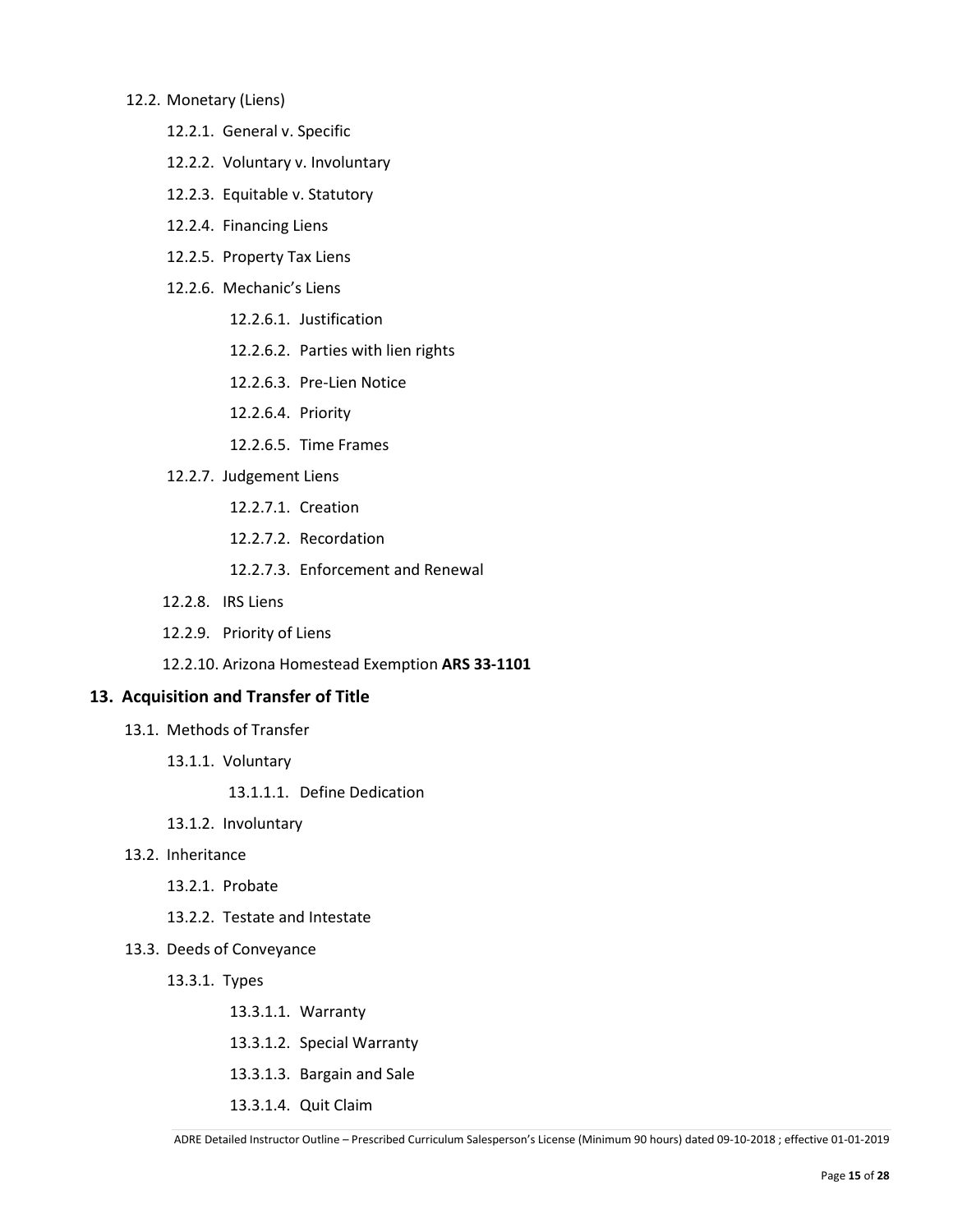- 12.2. Monetary (Liens)
    - 12.2.1. General v. Specific
    - 12.2.2. Voluntary v. Involuntary
    - 12.2.3. Equitable v. Statutory
    - 12.2.4. Financing Liens
    - 12.2.5. Property Tax Liens
    - 12.2.6. Mechanic's Liens
        - 12.2.6.1. Justification
        - 12.2.6.2. Parties with lien rights
        - 12.2.6.3. Pre-Lien Notice
        - 12.2.6.4. Priority
        - 12.2.6.5. Time Frames
    - 12.2.7. Judgement Liens
        - 12.2.7.1. Creation
        - 12.2.7.2. Recordation
        - 12.2.7.3. Enforcement and Renewal
    - 12.2.8. IRS Liens
    - 12.2.9. Priority of Liens
    - 12.2.10. Arizona Homestead Exemption **ARS 33-1101**

## 13. Acquisition and Transfer of Title

- 13.1. Methods of Transfer
    - 13.1.1. Voluntary
        - 13.1.1.1. Define Dedication
    - 13.1.2. Involuntary
- 13.2. Inheritance
    - 13.2.1. Probate
    - 13.2.2. Testate and Intestate
- 13.3. Deeds of Conveyance
    - 13.3.1. Types
        - 13.3.1.1. Warranty
        - 13.3.1.2. Special Warranty
        - 13.3.1.3. Bargain and Sale
        - 13.3.1.4. Quit Claim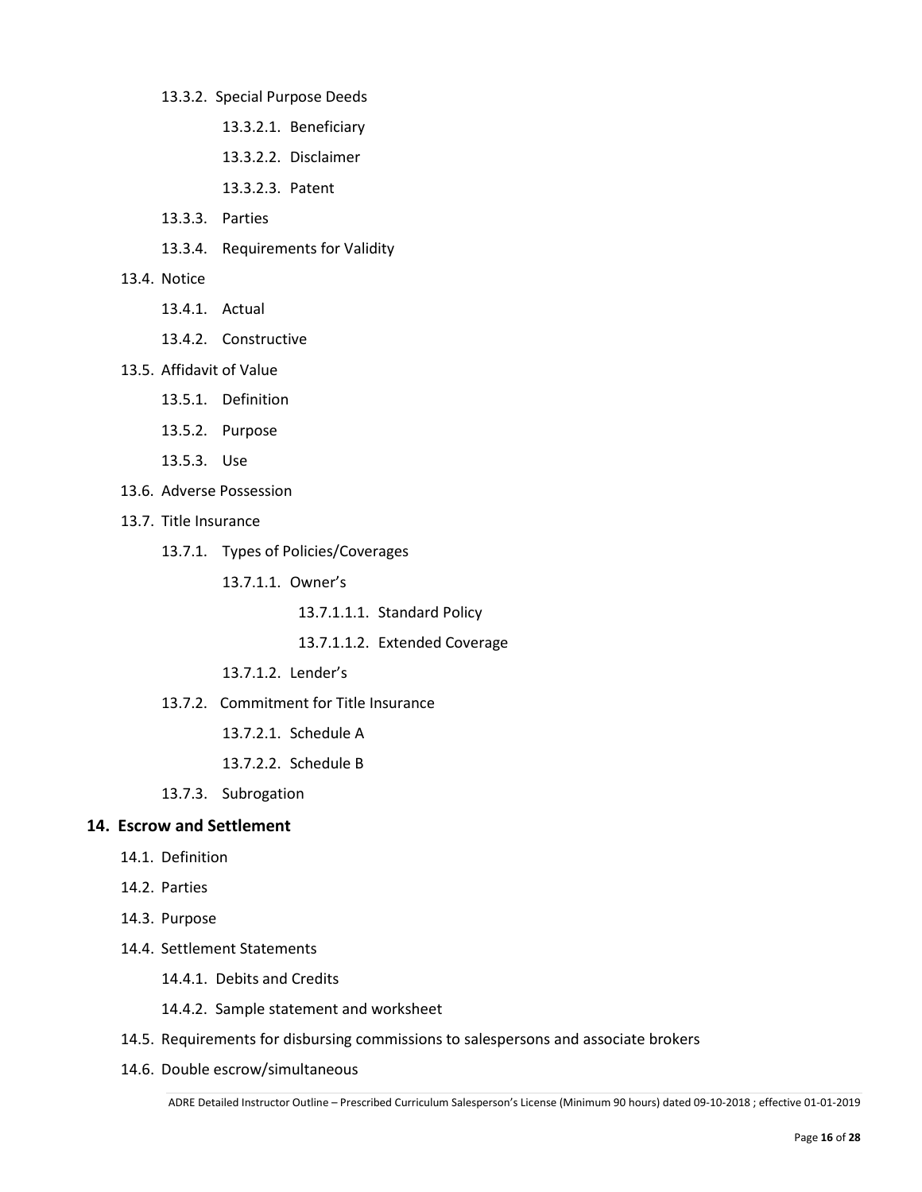- 13.3.2. Special Purpose Deeds
  - 13.3.2.1. Beneficiary
  - 13.3.2.2. Disclaimer
  - 13.3.2.3. Patent
- 13.3.3. Parties
- 13.3.4. Requirements for Validity

- 13.4. Notice
  - 13.4.1. Actual
  - 13.4.2. Constructive
- 13.5. Affidavit of Value
  - 13.5.1. Definition
  - 13.5.2. Purpose
  - 13.5.3. Use
- 13.6. Adverse Possession
- 13.7. Title Insurance
  - 13.7.1. Types of Policies/Coverages
    - 13.7.1.1. Owner's
      - 13.7.1.1.1. Standard Policy
      - 13.7.1.1.2. Extended Coverage
    - 13.7.1.2. Lender's
  - 13.7.2. Commitment for Title Insurance
    - 13.7.2.1. Schedule A
    - 13.7.2.2. Schedule B
  - 13.7.3. Subrogation

## 14. Escrow and Settlement

- 14.1. Definition
- 14.2. Parties
- 14.3. Purpose
- 14.4. Settlement Statements
  - 14.4.1. Debits and Credits
  - 14.4.2. Sample statement and worksheet
- 14.5. Requirements for disbursing commissions to salespersons and associate brokers
- 14.6. Double escrow/simultaneous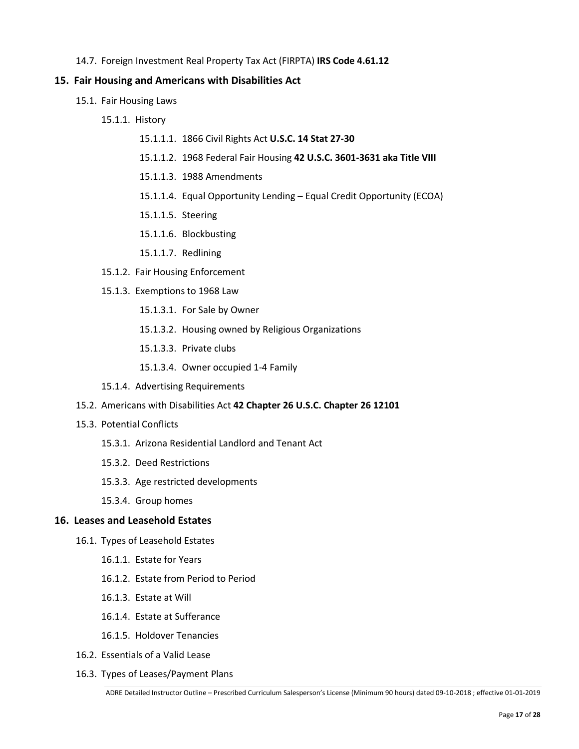14.7. Foreign Investment Real Property Tax Act (FIRPTA) **IRS Code 4.61.12**

## 15. Fair Housing and Americans with Disabilities Act

- 15.1. Fair Housing Laws
  - 15.1.1. History
    - 15.1.1.1. 1866 Civil Rights Act **U.S.C. 14 Stat 27-30**
    - 15.1.1.2. 1968 Federal Fair Housing **42 U.S.C. 3601-3631 aka Title VIII**
    - 15.1.1.3. 1988 Amendments
    - 15.1.1.4. Equal Opportunity Lending – Equal Credit Opportunity (ECOA)
    - 15.1.1.5. Steering
    - 15.1.1.6. Blockbusting
    - 15.1.1.7. Redlining
  - 15.1.2. Fair Housing Enforcement
  - 15.1.3. Exemptions to 1968 Law
    - 15.1.3.1. For Sale by Owner
    - 15.1.3.2. Housing owned by Religious Organizations
    - 15.1.3.3. Private clubs
    - 15.1.3.4. Owner occupied 1-4 Family
  - 15.1.4. Advertising Requirements
- 15.2. Americans with Disabilities Act **42 Chapter 26 U.S.C. Chapter 26 12101**
- 15.3. Potential Conflicts
  - 15.3.1. Arizona Residential Landlord and Tenant Act
  - 15.3.2. Deed Restrictions
  - 15.3.3. Age restricted developments
  - 15.3.4. Group homes

## 16. Leases and Leasehold Estates

- 16.1. Types of Leasehold Estates
  - 16.1.1. Estate for Years
  - 16.1.2. Estate from Period to Period
  - 16.1.3. Estate at Will
  - 16.1.4. Estate at Sufferance
  - 16.1.5. Holdover Tenancies
- 16.2. Essentials of a Valid Lease
- 16.3. Types of Leases/Payment Plans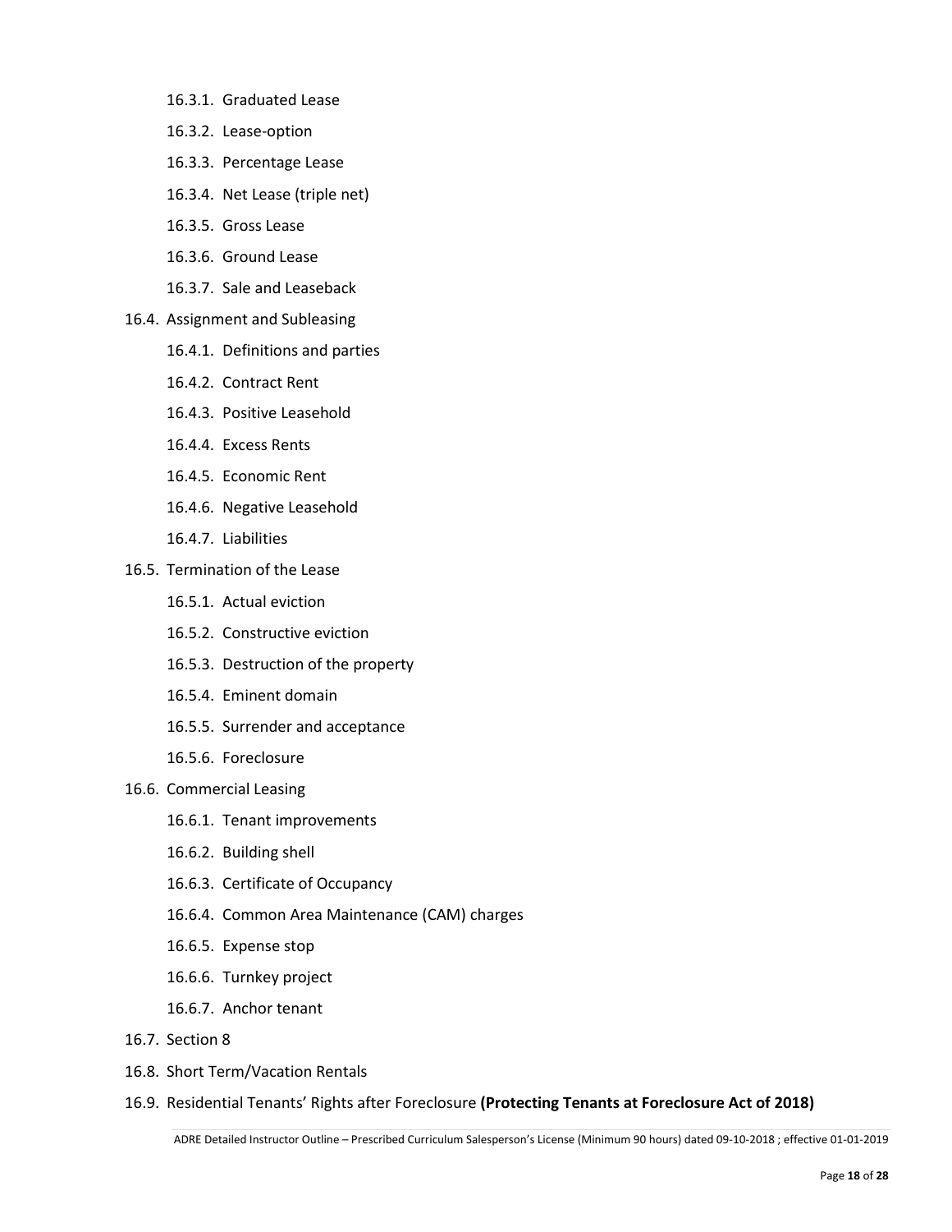- 16.3.1. Graduated Lease
- 16.3.2. Lease-option
- 16.3.3. Percentage Lease
- 16.3.4. Net Lease (triple net)
- 16.3.5. Gross Lease
- 16.3.6. Ground Lease
- 16.3.7. Sale and Leaseback

16.4. Assignment and Subleasing

- 16.4.1. Definitions and parties
- 16.4.2. Contract Rent
- 16.4.3. Positive Leasehold
- 16.4.4. Excess Rents
- 16.4.5. Economic Rent
- 16.4.6. Negative Leasehold
- 16.4.7. Liabilities

16.5. Termination of the Lease

- 16.5.1. Actual eviction
- 16.5.2. Constructive eviction
- 16.5.3. Destruction of the property
- 16.5.4. Eminent domain
- 16.5.5. Surrender and acceptance
- 16.5.6. Foreclosure

16.6. Commercial Leasing

- 16.6.1. Tenant improvements
- 16.6.2. Building shell
- 16.6.3. Certificate of Occupancy
- 16.6.4. Common Area Maintenance (CAM) charges
- 16.6.5. Expense stop
- 16.6.6. Turnkey project
- 16.6.7. Anchor tenant

16.7. Section 8

16.8. Short Term/Vacation Rentals

16.9. Residential Tenants' Rights after Foreclosure **(Protecting Tenants at Foreclosure Act of 2018)**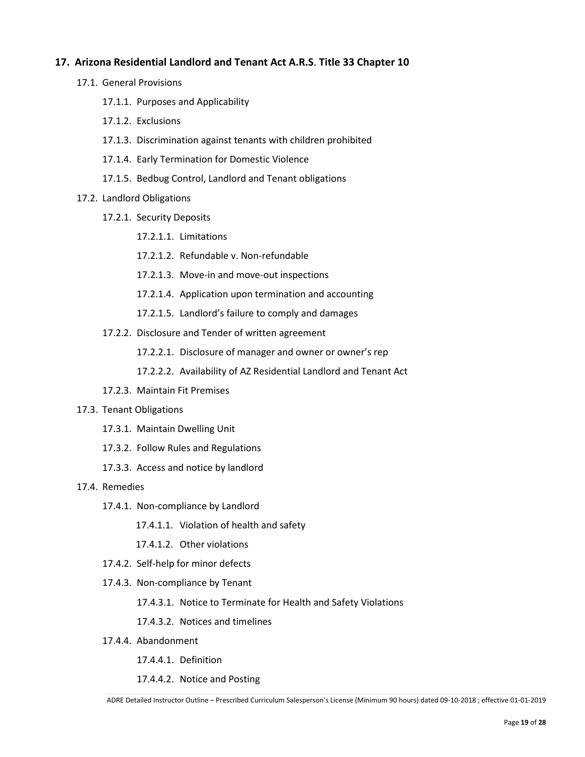## 17. Arizona Residential Landlord and Tenant Act A.R.S. Title 33 Chapter 10

- 17.1. General Provisions
  - 17.1.1. Purposes and Applicability
  - 17.1.2. Exclusions
  - 17.1.3. Discrimination against tenants with children prohibited
  - 17.1.4. Early Termination for Domestic Violence
  - 17.1.5. Bedbug Control, Landlord and Tenant obligations
- 17.2. Landlord Obligations
  - 17.2.1. Security Deposits
    - 17.2.1.1. Limitations
    - 17.2.1.2. Refundable v. Non-refundable
    - 17.2.1.3. Move-in and move-out inspections
    - 17.2.1.4. Application upon termination and accounting
    - 17.2.1.5. Landlord's failure to comply and damages
  - 17.2.2. Disclosure and Tender of written agreement
    - 17.2.2.1. Disclosure of manager and owner or owner's rep
    - 17.2.2.2. Availability of AZ Residential Landlord and Tenant Act
  - 17.2.3. Maintain Fit Premises
- 17.3. Tenant Obligations
  - 17.3.1. Maintain Dwelling Unit
  - 17.3.2. Follow Rules and Regulations
  - 17.3.3. Access and notice by landlord
- 17.4. Remedies
  - 17.4.1. Non-compliance by Landlord
    - 17.4.1.1. Violation of health and safety
    - 17.4.1.2. Other violations
  - 17.4.2. Self-help for minor defects
  - 17.4.3. Non-compliance by Tenant
    - 17.4.3.1. Notice to Terminate for Health and Safety Violations
    - 17.4.3.2. Notices and timelines
  - 17.4.4. Abandonment
    - 17.4.4.1. Definition
    - 17.4.4.2. Notice and Posting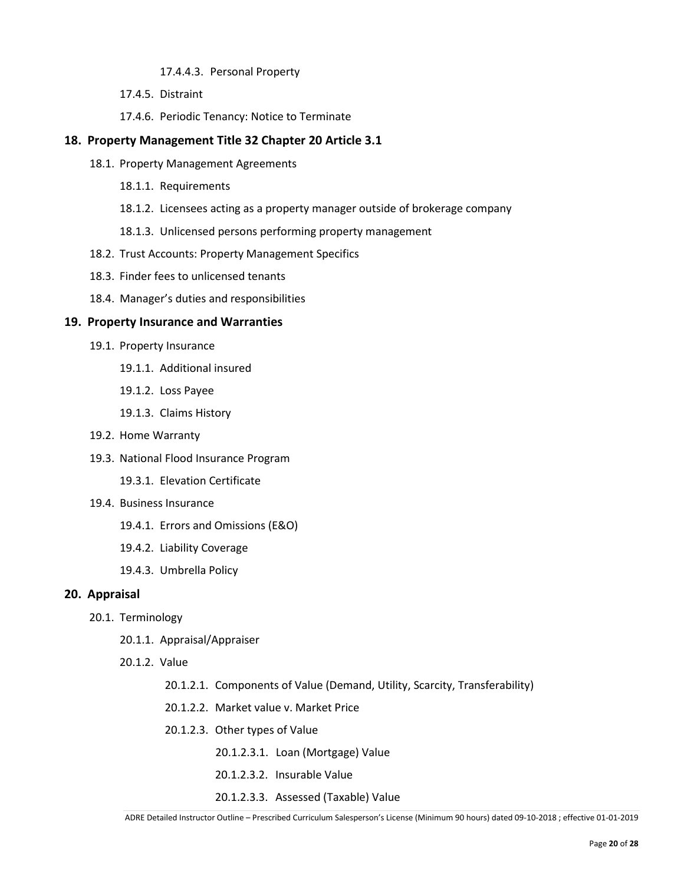17.4.4.3. Personal Property

17.4.5. Distraint

17.4.6. Periodic Tenancy: Notice to Terminate

## 18. Property Management Title 32 Chapter 20 Article 3.1

18.1. Property Management Agreements

18.1.1. Requirements

18.1.2. Licensees acting as a property manager outside of brokerage company

18.1.3. Unlicensed persons performing property management

18.2. Trust Accounts: Property Management Specifics

18.3. Finder fees to unlicensed tenants

18.4. Manager's duties and responsibilities

## 19. Property Insurance and Warranties

19.1. Property Insurance

19.1.1. Additional insured

19.1.2. Loss Payee

19.1.3. Claims History

19.2. Home Warranty

19.3. National Flood Insurance Program

19.3.1. Elevation Certificate

19.4. Business Insurance

19.4.1. Errors and Omissions (E&O)

19.4.2. Liability Coverage

19.4.3. Umbrella Policy

## 20. Appraisal

20.1. Terminology

20.1.1. Appraisal/Appraiser

20.1.2. Value

20.1.2.1. Components of Value (Demand, Utility, Scarcity, Transferability)

20.1.2.2. Market value v. Market Price

20.1.2.3. Other types of Value

20.1.2.3.1. Loan (Mortgage) Value

20.1.2.3.2. Insurable Value

20.1.2.3.3. Assessed (Taxable) Value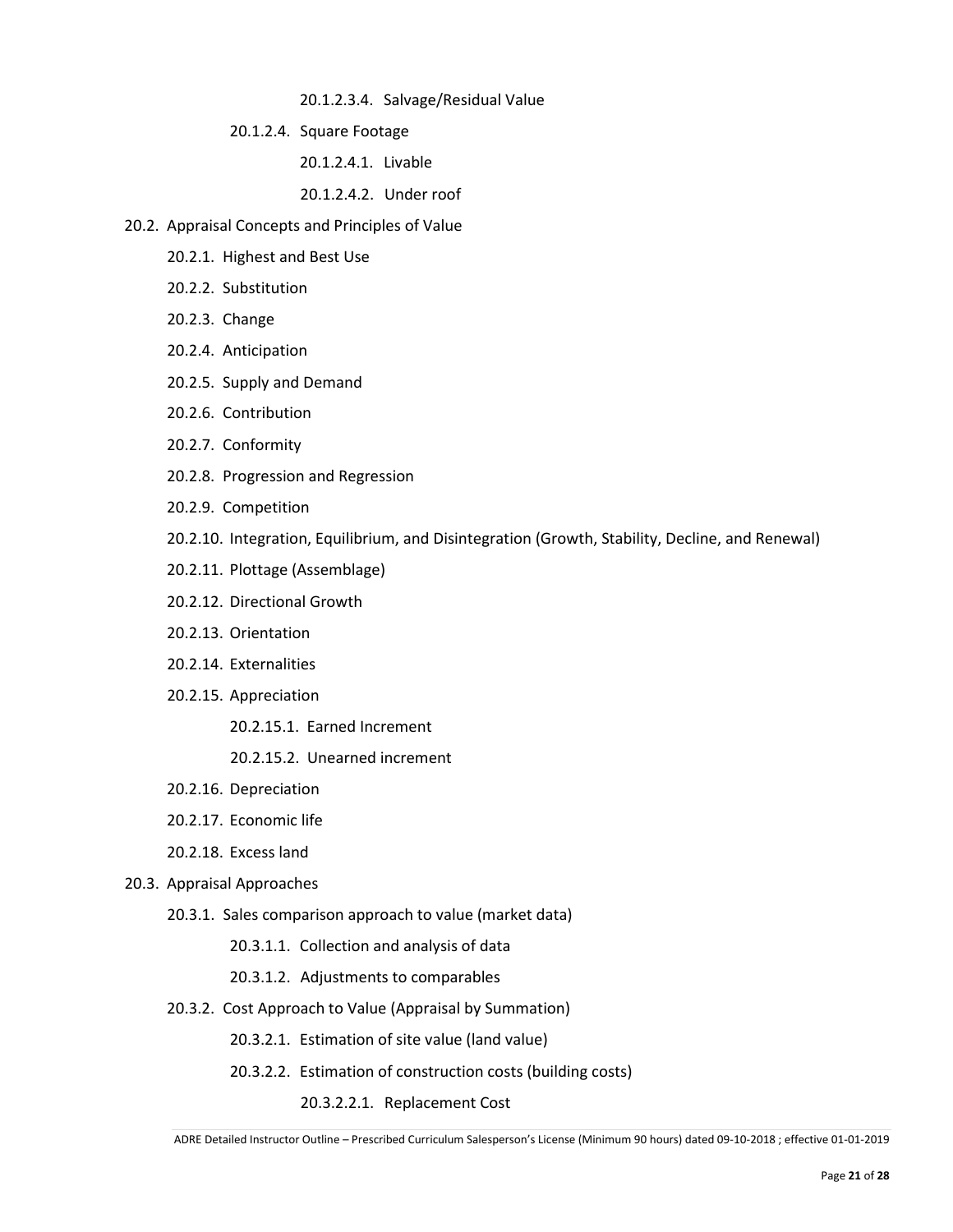20.1.2.3.4. Salvage/Residual Value

20.1.2.4. Square Footage

20.1.2.4.1. Livable

20.1.2.4.2. Under roof

20.2. Appraisal Concepts and Principles of Value

20.2.1. Highest and Best Use

20.2.2. Substitution

20.2.3. Change

20.2.4. Anticipation

20.2.5. Supply and Demand

20.2.6. Contribution

20.2.7. Conformity

20.2.8. Progression and Regression

20.2.9. Competition

20.2.10. Integration, Equilibrium, and Disintegration (Growth, Stability, Decline, and Renewal)

20.2.11. Plottage (Assemblage)

20.2.12. Directional Growth

20.2.13. Orientation

20.2.14. Externalities

20.2.15. Appreciation

20.2.15.1. Earned Increment

20.2.15.2. Unearned increment

20.2.16. Depreciation

20.2.17. Economic life

20.2.18. Excess land

20.3. Appraisal Approaches

20.3.1. Sales comparison approach to value (market data)

20.3.1.1. Collection and analysis of data

20.3.1.2. Adjustments to comparables

20.3.2. Cost Approach to Value (Appraisal by Summation)

20.3.2.1. Estimation of site value (land value)

20.3.2.2. Estimation of construction costs (building costs)

20.3.2.2.1. Replacement Cost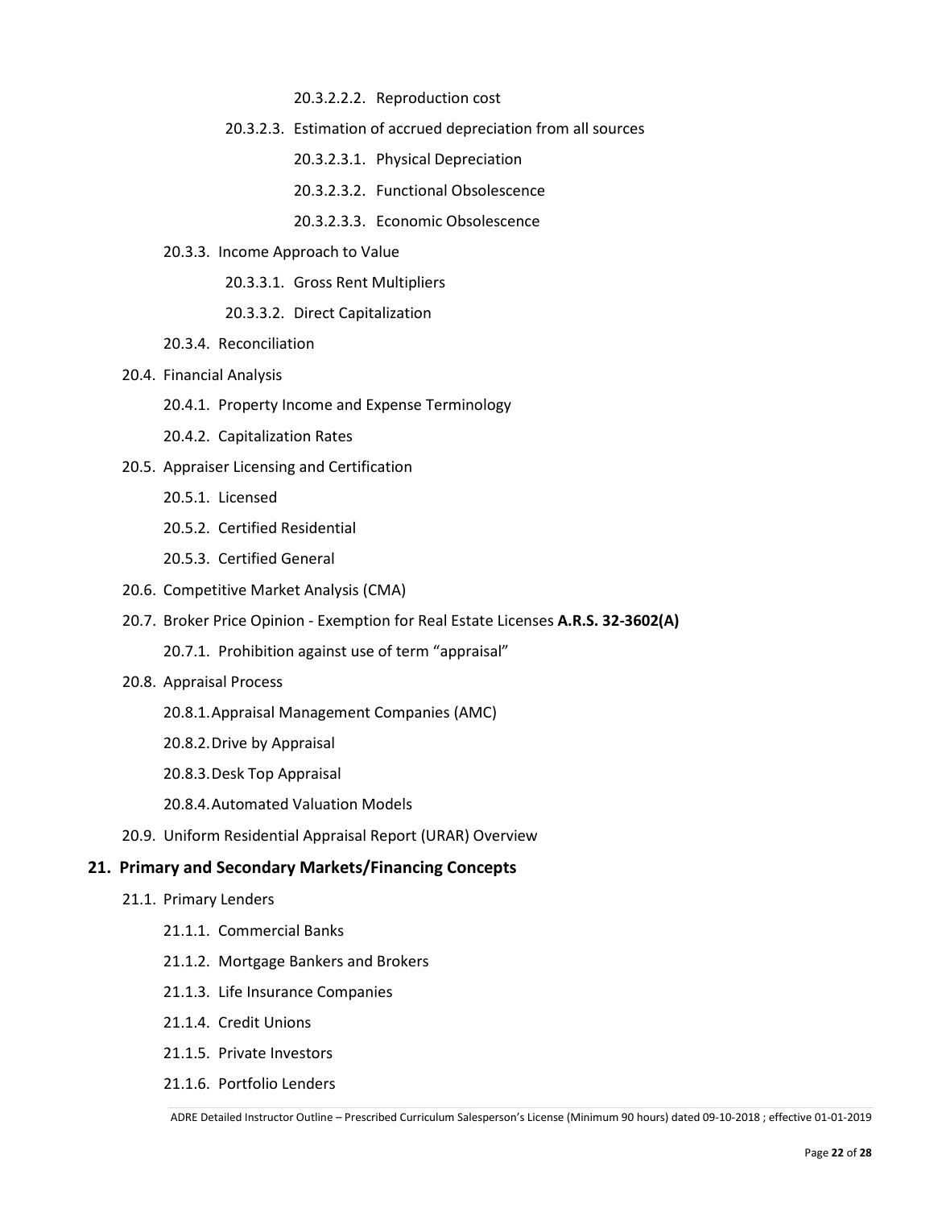20.3.2.2.2. Reproduction cost

20.3.2.3. Estimation of accrued depreciation from all sources

20.3.2.3.1. Physical Depreciation

20.3.2.3.2. Functional Obsolescence

20.3.2.3.3. Economic Obsolescence

20.3.3. Income Approach to Value

20.3.3.1. Gross Rent Multipliers

20.3.3.2. Direct Capitalization

20.3.4. Reconciliation

20.4. Financial Analysis

20.4.1. Property Income and Expense Terminology

20.4.2. Capitalization Rates

20.5. Appraiser Licensing and Certification

20.5.1. Licensed

20.5.2. Certified Residential

20.5.3. Certified General

20.6. Competitive Market Analysis (CMA)

20.7. Broker Price Opinion - Exemption for Real Estate Licenses **A.R.S. 32-3602(A)**

20.7.1. Prohibition against use of term "appraisal"

20.8. Appraisal Process

20.8.1. Appraisal Management Companies (AMC)

20.8.2. Drive by Appraisal

20.8.3. Desk Top Appraisal

20.8.4. Automated Valuation Models

20.9. Uniform Residential Appraisal Report (URAR) Overview

## 21. Primary and Secondary Markets/Financing Concepts

21.1. Primary Lenders

21.1.1. Commercial Banks

21.1.2. Mortgage Bankers and Brokers

21.1.3. Life Insurance Companies

21.1.4. Credit Unions

21.1.5. Private Investors

21.1.6. Portfolio Lenders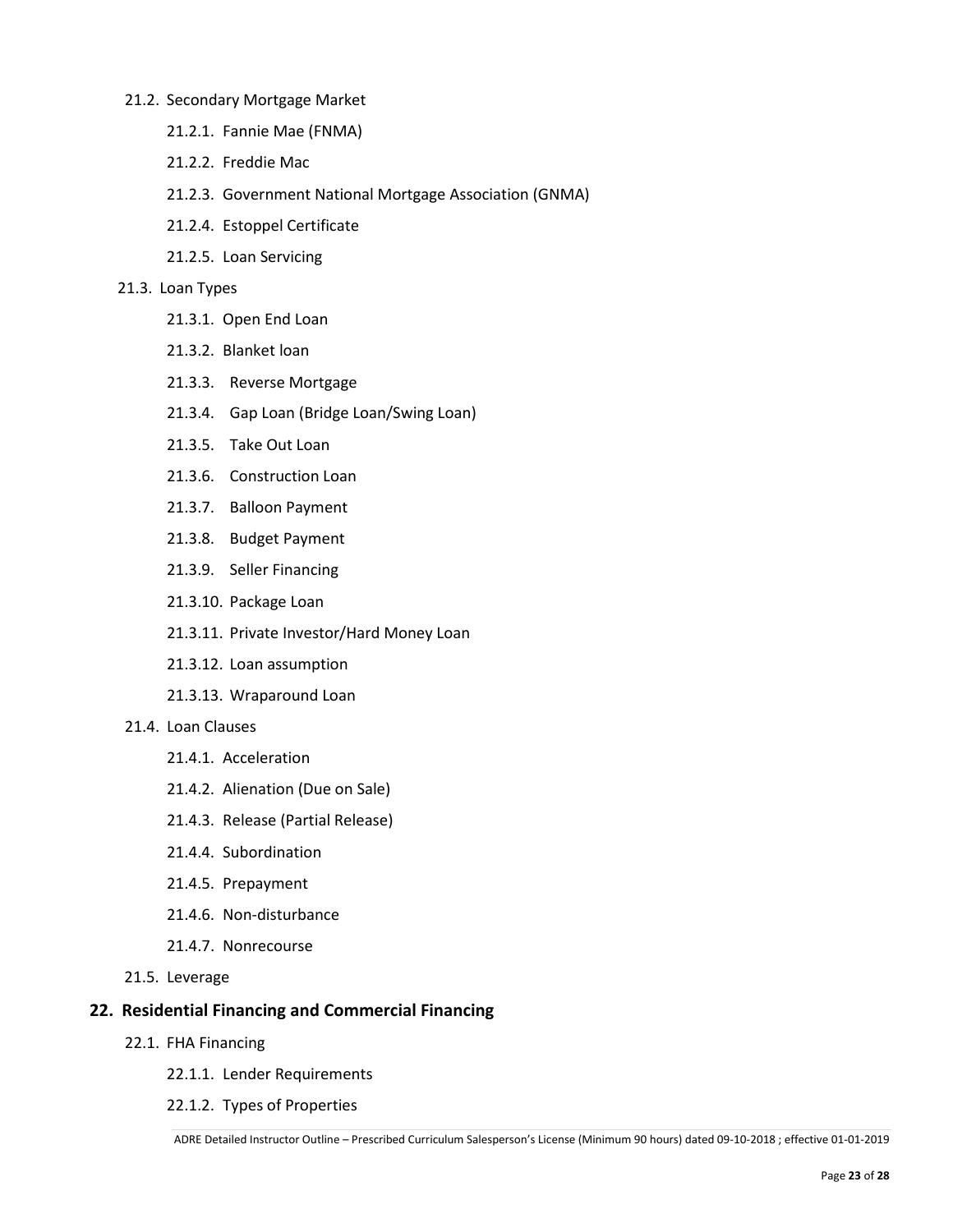- 21.2. Secondary Mortgage Market
  - 21.2.1. Fannie Mae (FNMA)
  - 21.2.2. Freddie Mac
  - 21.2.3. Government National Mortgage Association (GNMA)
  - 21.2.4. Estoppel Certificate
  - 21.2.5. Loan Servicing
- 21.3. Loan Types
  - 21.3.1. Open End Loan
  - 21.3.2. Blanket loan
  - 21.3.3. Reverse Mortgage
  - 21.3.4. Gap Loan (Bridge Loan/Swing Loan)
  - 21.3.5. Take Out Loan
  - 21.3.6. Construction Loan
  - 21.3.7. Balloon Payment
  - 21.3.8. Budget Payment
  - 21.3.9. Seller Financing
  - 21.3.10. Package Loan
  - 21.3.11. Private Investor/Hard Money Loan
  - 21.3.12. Loan assumption
  - 21.3.13. Wraparound Loan
- 21.4. Loan Clauses
  - 21.4.1. Acceleration
  - 21.4.2. Alienation (Due on Sale)
  - 21.4.3. Release (Partial Release)
  - 21.4.4. Subordination
  - 21.4.5. Prepayment
  - 21.4.6. Non-disturbance
  - 21.4.7. Nonrecourse
- 21.5. Leverage

## 22. Residential Financing and Commercial Financing

- 22.1. FHA Financing
  - 22.1.1. Lender Requirements
  - 22.1.2. Types of Properties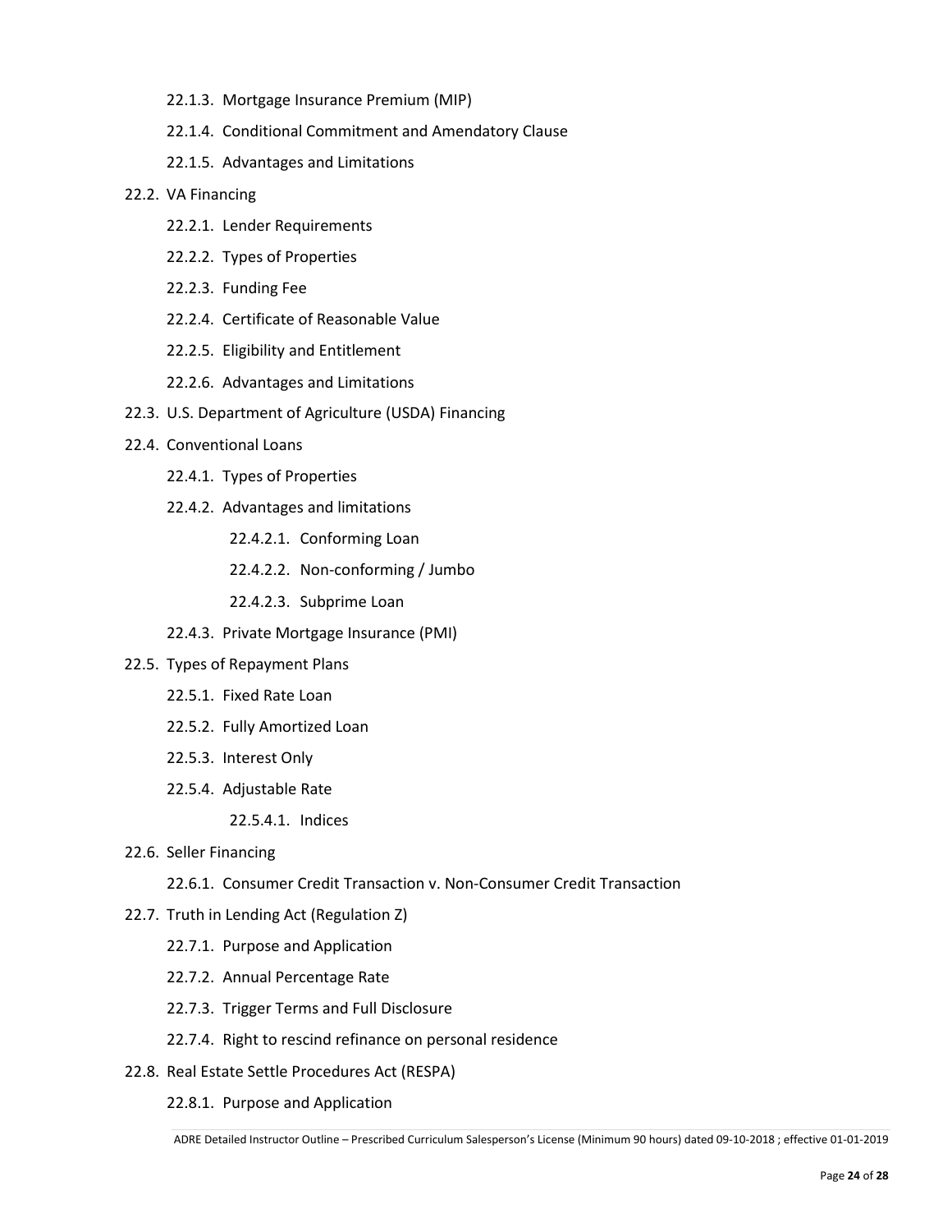- 22.1.3. Mortgage Insurance Premium (MIP)
- 22.1.4. Conditional Commitment and Amendatory Clause
- 22.1.5. Advantages and Limitations

- 22.2. VA Financing
  - 22.2.1. Lender Requirements
  - 22.2.2. Types of Properties
  - 22.2.3. Funding Fee
  - 22.2.4. Certificate of Reasonable Value
  - 22.2.5. Eligibility and Entitlement
  - 22.2.6. Advantages and Limitations
- 22.3. U.S. Department of Agriculture (USDA) Financing
- 22.4. Conventional Loans
  - 22.4.1. Types of Properties
  - 22.4.2. Advantages and limitations
    - 22.4.2.1. Conforming Loan
    - 22.4.2.2. Non-conforming / Jumbo
    - 22.4.2.3. Subprime Loan
  - 22.4.3. Private Mortgage Insurance (PMI)
- 22.5. Types of Repayment Plans
  - 22.5.1. Fixed Rate Loan
  - 22.5.2. Fully Amortized Loan
  - 22.5.3. Interest Only
  - 22.5.4. Adjustable Rate
    - 22.5.4.1. Indices
- 22.6. Seller Financing
  - 22.6.1. Consumer Credit Transaction v. Non-Consumer Credit Transaction
- 22.7. Truth in Lending Act (Regulation Z)
  - 22.7.1. Purpose and Application
  - 22.7.2. Annual Percentage Rate
  - 22.7.3. Trigger Terms and Full Disclosure
  - 22.7.4. Right to rescind refinance on personal residence
- 22.8. Real Estate Settle Procedures Act (RESPA)
  - 22.8.1. Purpose and Application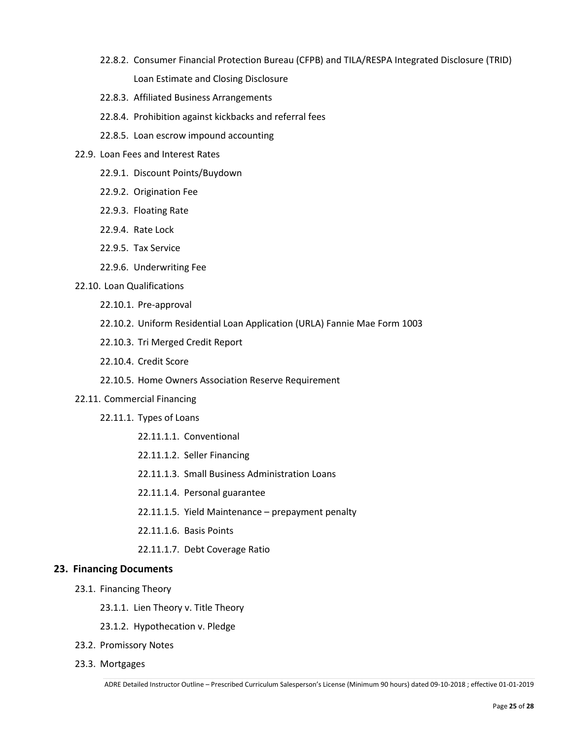- 22.8.2. Consumer Financial Protection Bureau (CFPB) and TILA/RESPA Integrated Disclosure (TRID) Loan Estimate and Closing Disclosure
- 22.8.3. Affiliated Business Arrangements
- 22.8.4. Prohibition against kickbacks and referral fees
- 22.8.5. Loan escrow impound accounting

22.9. Loan Fees and Interest Rates

- 22.9.1. Discount Points/Buydown
- 22.9.2. Origination Fee
- 22.9.3. Floating Rate
- 22.9.4. Rate Lock
- 22.9.5. Tax Service
- 22.9.6. Underwriting Fee

22.10. Loan Qualifications

- 22.10.1. Pre-approval
- 22.10.2. Uniform Residential Loan Application (URLA) Fannie Mae Form 1003
- 22.10.3. Tri Merged Credit Report
- 22.10.4. Credit Score
- 22.10.5. Home Owners Association Reserve Requirement

22.11. Commercial Financing

- 22.11.1. Types of Loans
  - 22.11.1.1. Conventional
  - 22.11.1.2. Seller Financing
  - 22.11.1.3. Small Business Administration Loans
  - 22.11.1.4. Personal guarantee
  - 22.11.1.5. Yield Maintenance – prepayment penalty
  - 22.11.1.6. Basis Points
  - 22.11.1.7. Debt Coverage Ratio

## 23. Financing Documents

23.1. Financing Theory

- 23.1.1. Lien Theory v. Title Theory
- 23.1.2. Hypothecation v. Pledge

23.2. Promissory Notes

23.3. Mortgages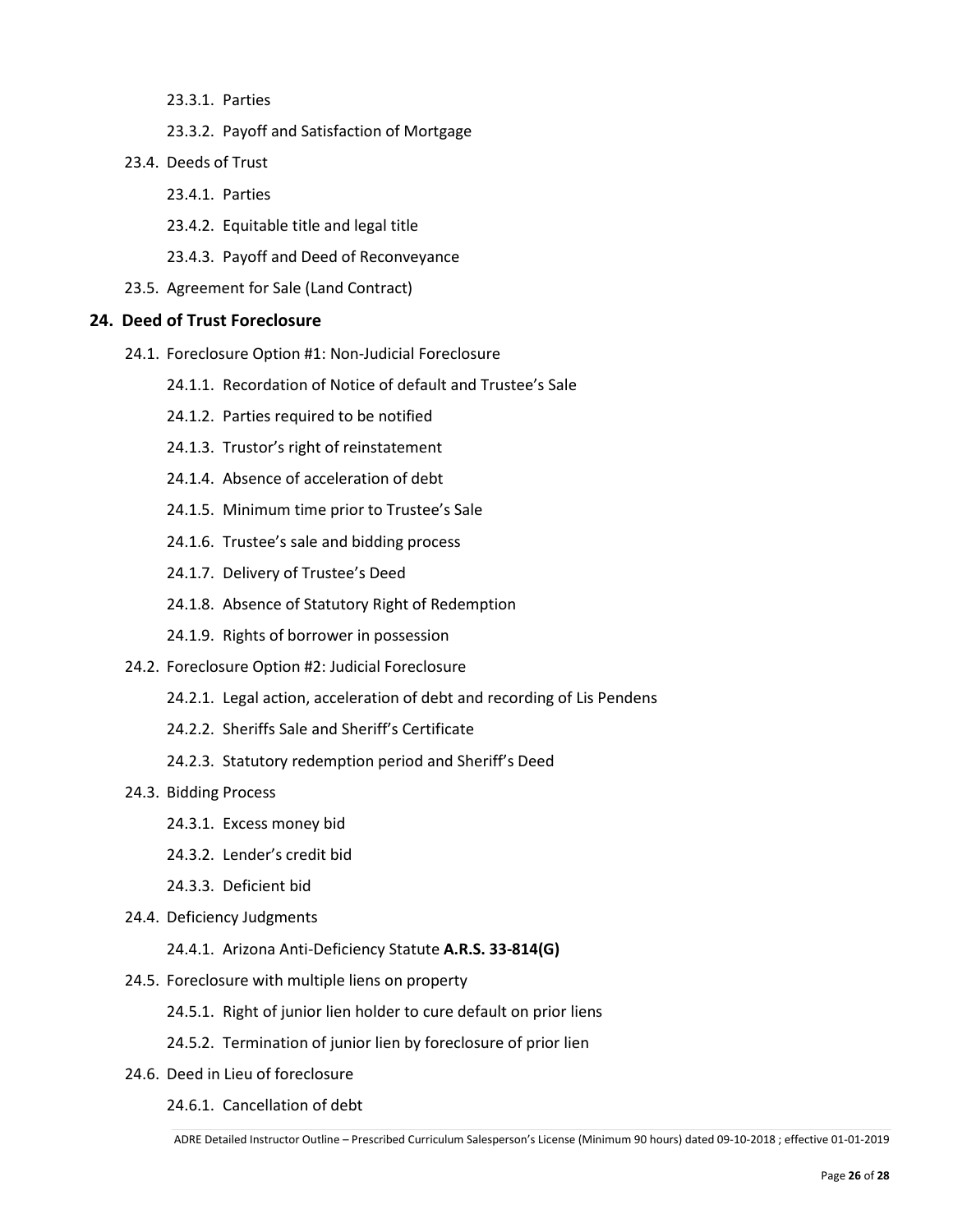- 23.3.1. Parties
- 23.3.2. Payoff and Satisfaction of Mortgage

23.4. Deeds of Trust

- 23.4.1. Parties
- 23.4.2. Equitable title and legal title
- 23.4.3. Payoff and Deed of Reconveyance

23.5. Agreement for Sale (Land Contract)

## 24. Deed of Trust Foreclosure

24.1. Foreclosure Option #1: Non-Judicial Foreclosure

- 24.1.1. Recordation of Notice of default and Trustee's Sale
- 24.1.2. Parties required to be notified
- 24.1.3. Trustor's right of reinstatement
- 24.1.4. Absence of acceleration of debt
- 24.1.5. Minimum time prior to Trustee's Sale
- 24.1.6. Trustee's sale and bidding process
- 24.1.7. Delivery of Trustee's Deed
- 24.1.8. Absence of Statutory Right of Redemption
- 24.1.9. Rights of borrower in possession

24.2. Foreclosure Option #2: Judicial Foreclosure

- 24.2.1. Legal action, acceleration of debt and recording of Lis Pendens
- 24.2.2. Sheriffs Sale and Sheriff's Certificate
- 24.2.3. Statutory redemption period and Sheriff's Deed

24.3. Bidding Process

- 24.3.1. Excess money bid
- 24.3.2. Lender's credit bid
- 24.3.3. Deficient bid

24.4. Deficiency Judgments

- 24.4.1. Arizona Anti-Deficiency Statute **A.R.S. 33-814(G)**

24.5. Foreclosure with multiple liens on property

- 24.5.1. Right of junior lien holder to cure default on prior liens
- 24.5.2. Termination of junior lien by foreclosure of prior lien

24.6. Deed in Lieu of foreclosure

- 24.6.1. Cancellation of debt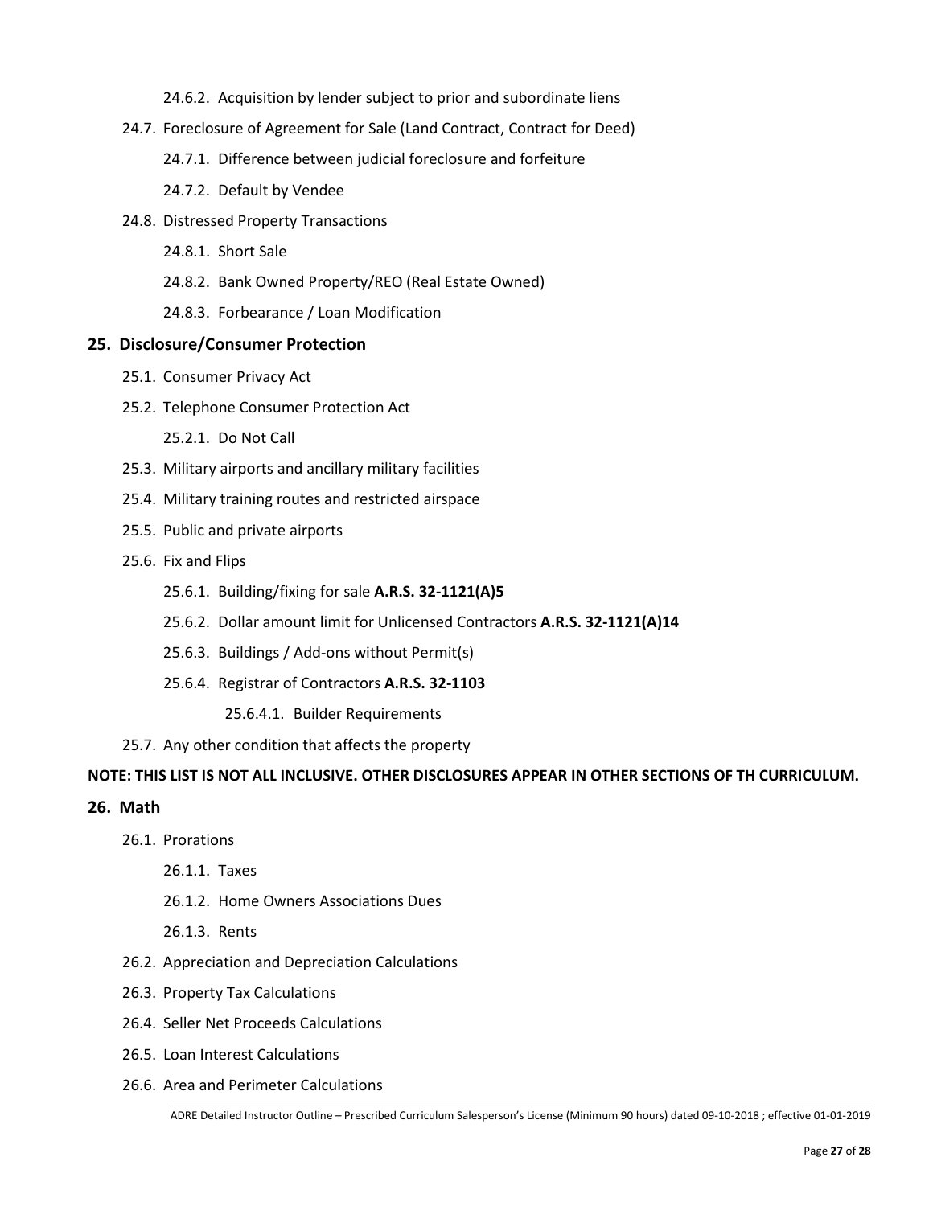24.6.2. Acquisition by lender subject to prior and subordinate liens

24.7. Foreclosure of Agreement for Sale (Land Contract, Contract for Deed)

24.7.1. Difference between judicial foreclosure and forfeiture

24.7.2. Default by Vendee

24.8. Distressed Property Transactions

24.8.1. Short Sale

24.8.2. Bank Owned Property/REO (Real Estate Owned)

24.8.3. Forbearance / Loan Modification

## 25. Disclosure/Consumer Protection

25.1. Consumer Privacy Act

25.2. Telephone Consumer Protection Act

25.2.1. Do Not Call

25.3. Military airports and ancillary military facilities

25.4. Military training routes and restricted airspace

25.5. Public and private airports

25.6. Fix and Flips

25.6.1. Building/fixing for sale **A.R.S. 32-1121(A)5**

25.6.2. Dollar amount limit for Unlicensed Contractors **A.R.S. 32-1121(A)14**

25.6.3. Buildings / Add-ons without Permit(s)

25.6.4. Registrar of Contractors **A.R.S. 32-1103**

25.6.4.1. Builder Requirements

25.7. Any other condition that affects the property

**NOTE: THIS LIST IS NOT ALL INCLUSIVE. OTHER DISCLOSURES APPEAR IN OTHER SECTIONS OF TH CURRICULUM.**

## 26. Math

26.1. Prorations

26.1.1. Taxes

26.1.2. Home Owners Associations Dues

26.1.3. Rents

26.2. Appreciation and Depreciation Calculations

26.3. Property Tax Calculations

26.4. Seller Net Proceeds Calculations

26.5. Loan Interest Calculations

26.6. Area and Perimeter Calculations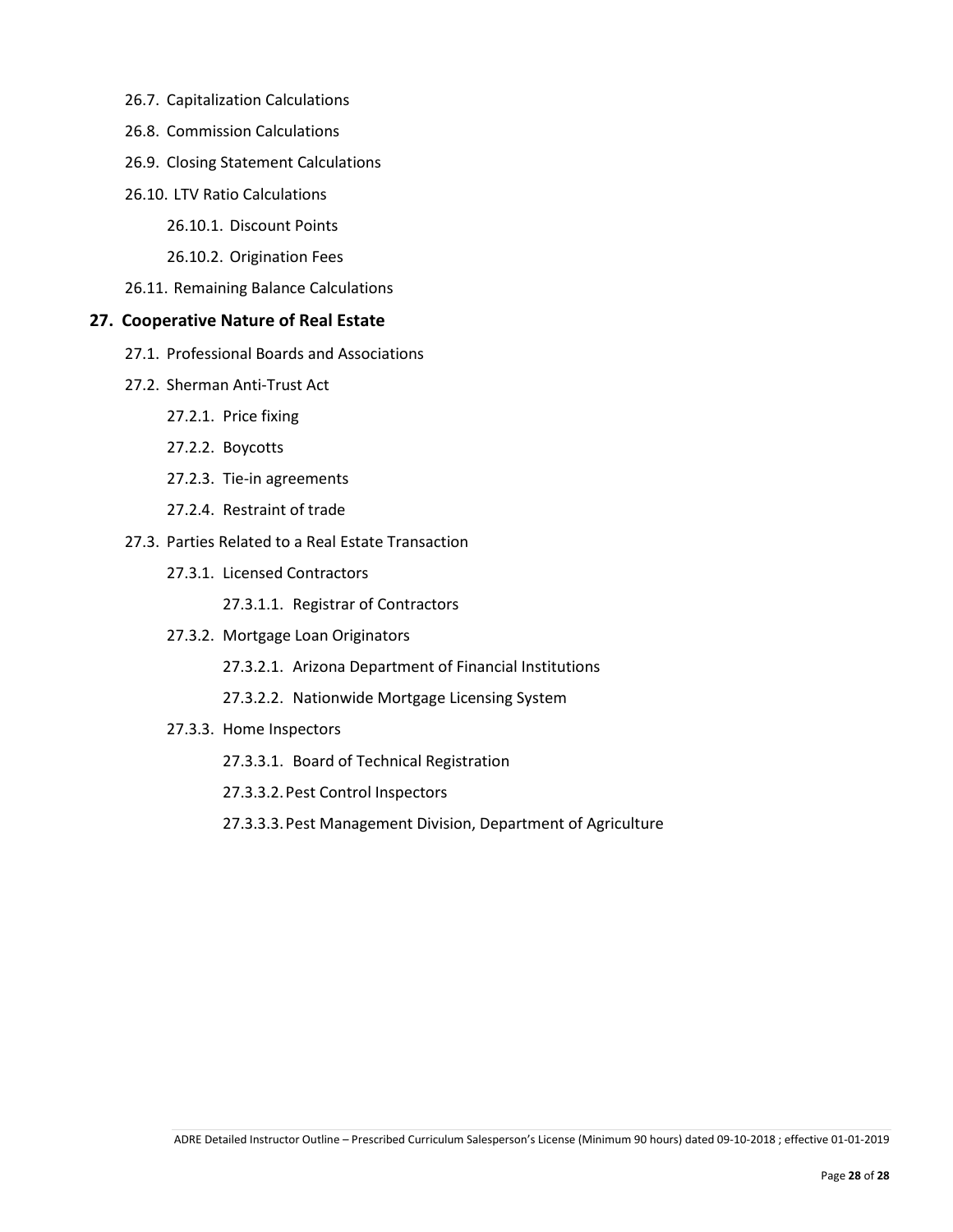- 26.7. Capitalization Calculations
- 26.8. Commission Calculations
- 26.9. Closing Statement Calculations
- 26.10. LTV Ratio Calculations
  - 26.10.1. Discount Points
  - 26.10.2. Origination Fees
- 26.11. Remaining Balance Calculations

## 27. Cooperative Nature of Real Estate

- 27.1. Professional Boards and Associations
- 27.2. Sherman Anti-Trust Act
  - 27.2.1. Price fixing
  - 27.2.2. Boycotts
  - 27.2.3. Tie-in agreements
  - 27.2.4. Restraint of trade
- 27.3. Parties Related to a Real Estate Transaction
  - 27.3.1. Licensed Contractors
    - 27.3.1.1. Registrar of Contractors
  - 27.3.2. Mortgage Loan Originators
    - 27.3.2.1. Arizona Department of Financial Institutions
    - 27.3.2.2. Nationwide Mortgage Licensing System
  - 27.3.3. Home Inspectors
    - 27.3.3.1. Board of Technical Registration
    - 27.3.3.2. Pest Control Inspectors
    - 27.3.3.3. Pest Management Division, Department of Agriculture